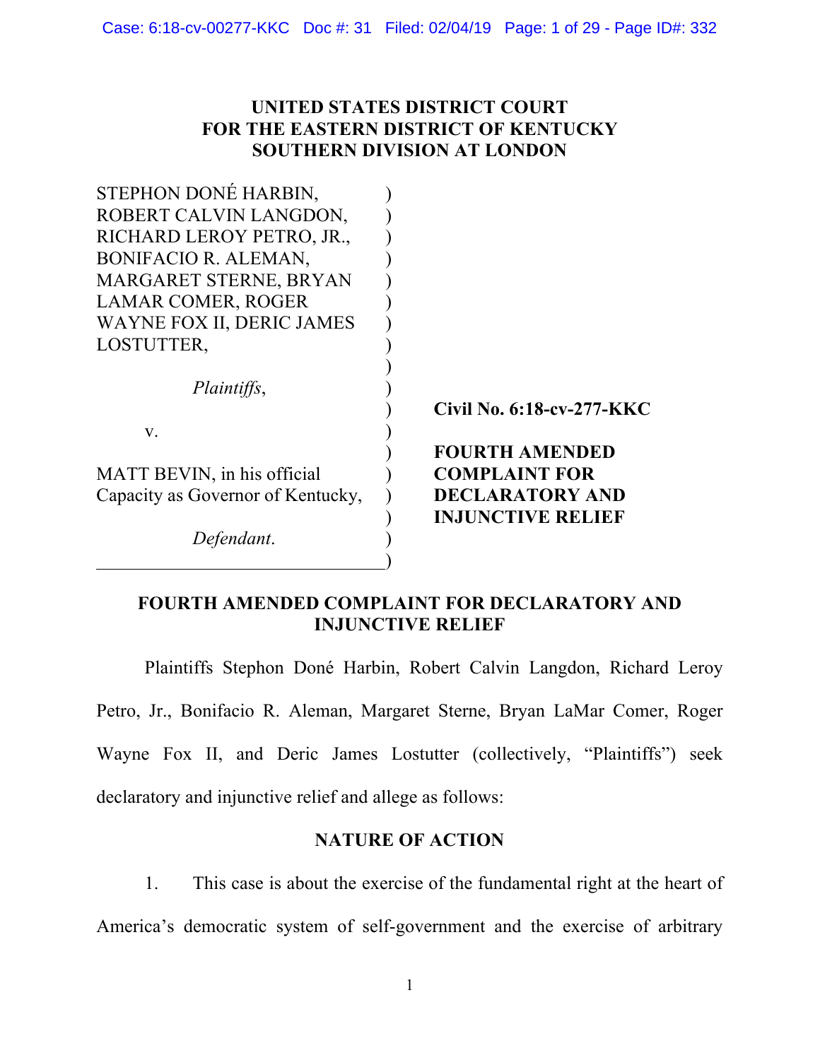**UNITED STATES DISTRICT COURT**
**FOR THE EASTERN DISTRICT OF KENTUCKY**
**SOUTHERN DIVISION AT LONDON**

STEPHON DONÉ HARBIN, ROBERT CALVIN LANGDON, RICHARD LEROY PETRO, JR., BONIFACIO R. ALEMAN, MARGARET STERNE, BRYAN LAMAR COMER, ROGER WAYNE FOX II, DERIC JAMES LOSTUTTER,

*Plaintiffs*,

v.

MATT BEVIN, in his official Capacity as Governor of Kentucky,

*Defendant*.

**Civil No. 6:18-cv-277-KKC**

**FOURTH AMENDED COMPLAINT FOR DECLARATORY AND INJUNCTIVE RELIEF**

## FOURTH AMENDED COMPLAINT FOR DECLARATORY AND INJUNCTIVE RELIEF

Plaintiffs Stephon Doné Harbin, Robert Calvin Langdon, Richard Leroy Petro, Jr., Bonifacio R. Aleman, Margaret Sterne, Bryan LaMar Comer, Roger Wayne Fox II, and Deric James Lostutter (collectively, "Plaintiffs") seek declaratory and injunctive relief and allege as follows:

## NATURE OF ACTION

1. This case is about the exercise of the fundamental right at the heart of America's democratic system of self-government and the exercise of arbitrary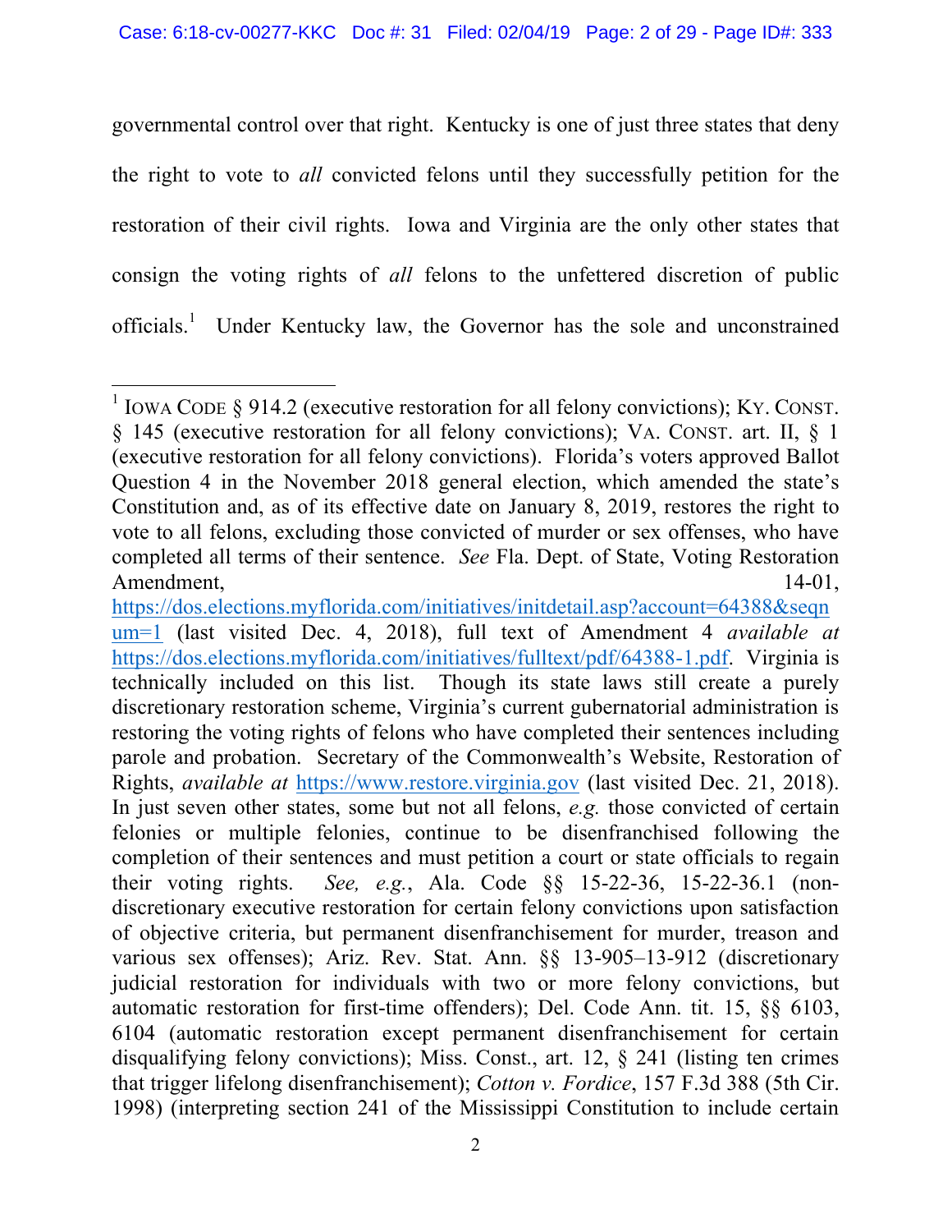governmental control over that right. Kentucky is one of just three states that deny the right to vote to *all* convicted felons until they successfully petition for the restoration of their civil rights. Iowa and Virginia are the only other states that consign the voting rights of *all* felons to the unfettered discretion of public officials.[1] Under Kentucky law, the Governor has the sole and unconstrained

---

[1] IOWA CODE § 914.2 (executive restoration for all felony convictions); KY. CONST. § 145 (executive restoration for all felony convictions); VA. CONST. art. II, § 1 (executive restoration for all felony convictions). Florida's voters approved Ballot Question 4 in the November 2018 general election, which amended the state's Constitution and, as of its effective date on January 8, 2019, restores the right to vote to all felons, excluding those convicted of murder or sex offenses, who have completed all terms of their sentence. *See* Fla. Dept. of State, Voting Restoration Amendment, 14-01, https://dos.elections.myflorida.com/initiatives/initdetail.asp?account=64388&seqnum=1 (last visited Dec. 4, 2018), full text of Amendment 4 *available at* https://dos.elections.myflorida.com/initiatives/fulltext/pdf/64388-1.pdf. Virginia is technically included on this list. Though its state laws still create a purely discretionary restoration scheme, Virginia's current gubernatorial administration is restoring the voting rights of felons who have completed their sentences including parole and probation. Secretary of the Commonwealth's Website, Restoration of Rights, *available at* https://www.restore.virginia.gov (last visited Dec. 21, 2018). In just seven other states, some but not all felons, *e.g.* those convicted of certain felonies or multiple felonies, continue to be disenfranchised following the completion of their sentences and must petition a court or state officials to regain their voting rights. *See, e.g.*, Ala. Code §§ 15-22-36, 15-22-36.1 (non-discretionary executive restoration for certain felony convictions upon satisfaction of objective criteria, but permanent disenfranchisement for murder, treason and various sex offenses); Ariz. Rev. Stat. Ann. §§ 13-905–13-912 (discretionary judicial restoration for individuals with two or more felony convictions, but automatic restoration for first-time offenders); Del. Code Ann. tit. 15, §§ 6103, 6104 (automatic restoration except permanent disenfranchisement for certain disqualifying felony convictions); Miss. Const., art. 12, § 241 (listing ten crimes that trigger lifelong disenfranchisement); *Cotton v. Fordice*, 157 F.3d 388 (5th Cir. 1998) (interpreting section 241 of the Mississippi Constitution to include certain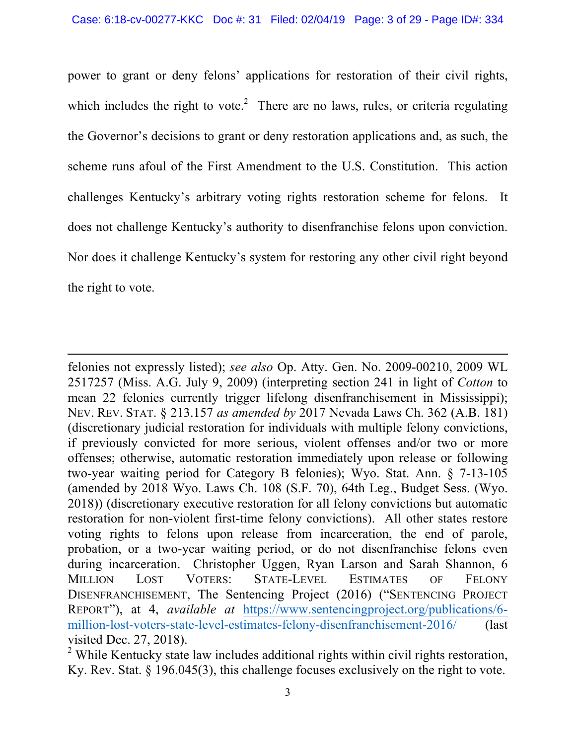power to grant or deny felons' applications for restoration of their civil rights, which includes the right to vote.[2] There are no laws, rules, or criteria regulating the Governor's decisions to grant or deny restoration applications and, as such, the scheme runs afoul of the First Amendment to the U.S. Constitution. This action challenges Kentucky's arbitrary voting rights restoration scheme for felons. It does not challenge Kentucky's authority to disenfranchise felons upon conviction. Nor does it challenge Kentucky's system for restoring any other civil right beyond the right to vote.

---

felonies not expressly listed); *see also* Op. Atty. Gen. No. 2009-00210, 2009 WL 2517257 (Miss. A.G. July 9, 2009) (interpreting section 241 in light of *Cotton* to mean 22 felonies currently trigger lifelong disenfranchisement in Mississippi); NEV. REV. STAT. § 213.157 *as amended by* 2017 Nevada Laws Ch. 362 (A.B. 181) (discretionary judicial restoration for individuals with multiple felony convictions, if previously convicted for more serious, violent offenses and/or two or more offenses; otherwise, automatic restoration immediately upon release or following two-year waiting period for Category B felonies); Wyo. Stat. Ann. § 7-13-105 (amended by 2018 Wyo. Laws Ch. 108 (S.F. 70), 64th Leg., Budget Sess. (Wyo. 2018)) (discretionary executive restoration for all felony convictions but automatic restoration for non-violent first-time felony convictions). All other states restore voting rights to felons upon release from incarceration, the end of parole, probation, or a two-year waiting period, or do not disenfranchise felons even during incarceration. Christopher Uggen, Ryan Larson and Sarah Shannon, 6 MILLION LOST VOTERS: STATE-LEVEL ESTIMATES OF FELONY DISENFRANCHISEMENT, The Sentencing Project (2016) ("SENTENCING PROJECT REPORT"), at 4, *available at* https://www.sentencingproject.org/publications/6-million-lost-voters-state-level-estimates-felony-disenfranchisement-2016/ (last visited Dec. 27, 2018).

[2] While Kentucky state law includes additional rights within civil rights restoration, Ky. Rev. Stat. § 196.045(3), this challenge focuses exclusively on the right to vote.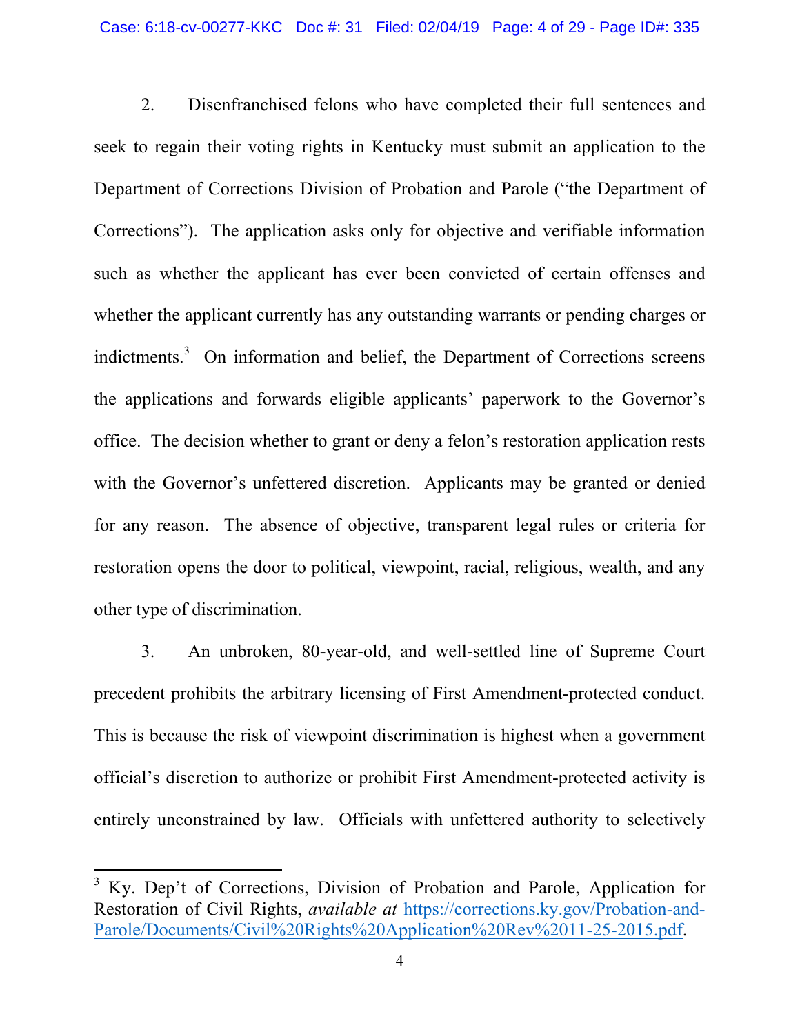2. Disenfranchised felons who have completed their full sentences and seek to regain their voting rights in Kentucky must submit an application to the Department of Corrections Division of Probation and Parole ("the Department of Corrections"). The application asks only for objective and verifiable information such as whether the applicant has ever been convicted of certain offenses and whether the applicant currently has any outstanding warrants or pending charges or indictments.[3] On information and belief, the Department of Corrections screens the applications and forwards eligible applicants' paperwork to the Governor's office. The decision whether to grant or deny a felon's restoration application rests with the Governor's unfettered discretion. Applicants may be granted or denied for any reason. The absence of objective, transparent legal rules or criteria for restoration opens the door to political, viewpoint, racial, religious, wealth, and any other type of discrimination.

3. An unbroken, 80-year-old, and well-settled line of Supreme Court precedent prohibits the arbitrary licensing of First Amendment-protected conduct. This is because the risk of viewpoint discrimination is highest when a government official's discretion to authorize or prohibit First Amendment-protected activity is entirely unconstrained by law. Officials with unfettered authority to selectively

[3] Ky. Dep't of Corrections, Division of Probation and Parole, Application for Restoration of Civil Rights, *available at* https://corrections.ky.gov/Probation-and-Parole/Documents/Civil%20Rights%20Application%20Rev%2011-25-2015.pdf.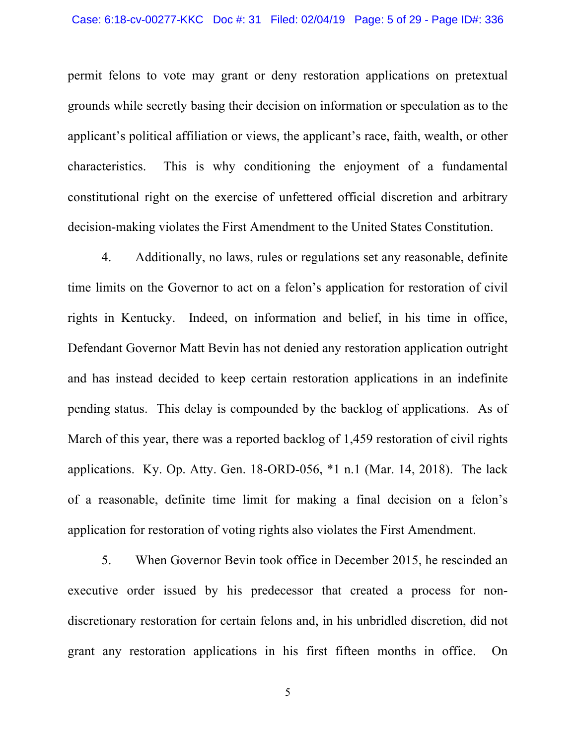permit felons to vote may grant or deny restoration applications on pretextual grounds while secretly basing their decision on information or speculation as to the applicant's political affiliation or views, the applicant's race, faith, wealth, or other characteristics. This is why conditioning the enjoyment of a fundamental constitutional right on the exercise of unfettered official discretion and arbitrary decision-making violates the First Amendment to the United States Constitution.

4. Additionally, no laws, rules or regulations set any reasonable, definite time limits on the Governor to act on a felon's application for restoration of civil rights in Kentucky. Indeed, on information and belief, in his time in office, Defendant Governor Matt Bevin has not denied any restoration application outright and has instead decided to keep certain restoration applications in an indefinite pending status. This delay is compounded by the backlog of applications. As of March of this year, there was a reported backlog of 1,459 restoration of civil rights applications. Ky. Op. Atty. Gen. 18-ORD-056, *1 n.1 (Mar. 14, 2018). The lack of a reasonable, definite time limit for making a final decision on a felon's application for restoration of voting rights also violates the First Amendment.

5. When Governor Bevin took office in December 2015, he rescinded an executive order issued by his predecessor that created a process for non-discretionary restoration for certain felons and, in his unbridled discretion, did not grant any restoration applications in his first fifteen months in office. On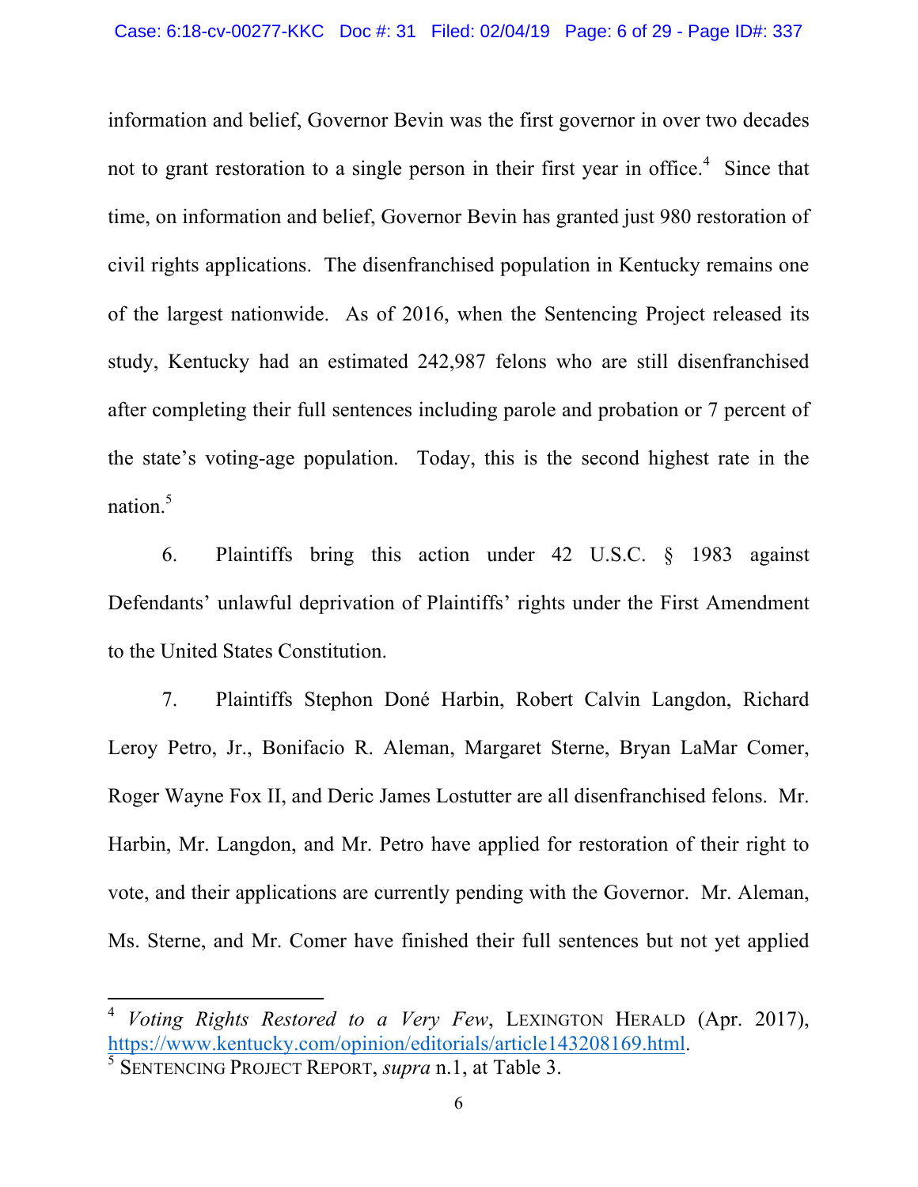information and belief, Governor Bevin was the first governor in over two decades not to grant restoration to a single person in their first year in office.[4] Since that time, on information and belief, Governor Bevin has granted just 980 restoration of civil rights applications. The disenfranchised population in Kentucky remains one of the largest nationwide. As of 2016, when the Sentencing Project released its study, Kentucky had an estimated 242,987 felons who are still disenfranchised after completing their full sentences including parole and probation or 7 percent of the state's voting-age population. Today, this is the second highest rate in the nation.[5]

6. Plaintiffs bring this action under 42 U.S.C. § 1983 against Defendants' unlawful deprivation of Plaintiffs' rights under the First Amendment to the United States Constitution.

7. Plaintiffs Stephon Doné Harbin, Robert Calvin Langdon, Richard Leroy Petro, Jr., Bonifacio R. Aleman, Margaret Sterne, Bryan LaMar Comer, Roger Wayne Fox II, and Deric James Lostutter are all disenfranchised felons. Mr. Harbin, Mr. Langdon, and Mr. Petro have applied for restoration of their right to vote, and their applications are currently pending with the Governor. Mr. Aleman, Ms. Sterne, and Mr. Comer have finished their full sentences but not yet applied

---

[4] *Voting Rights Restored to a Very Few*, LEXINGTON HERALD (Apr. 2017), https://www.kentucky.com/opinion/editorials/article143208169.html.

[5] SENTENCING PROJECT REPORT, *supra* n.1, at Table 3.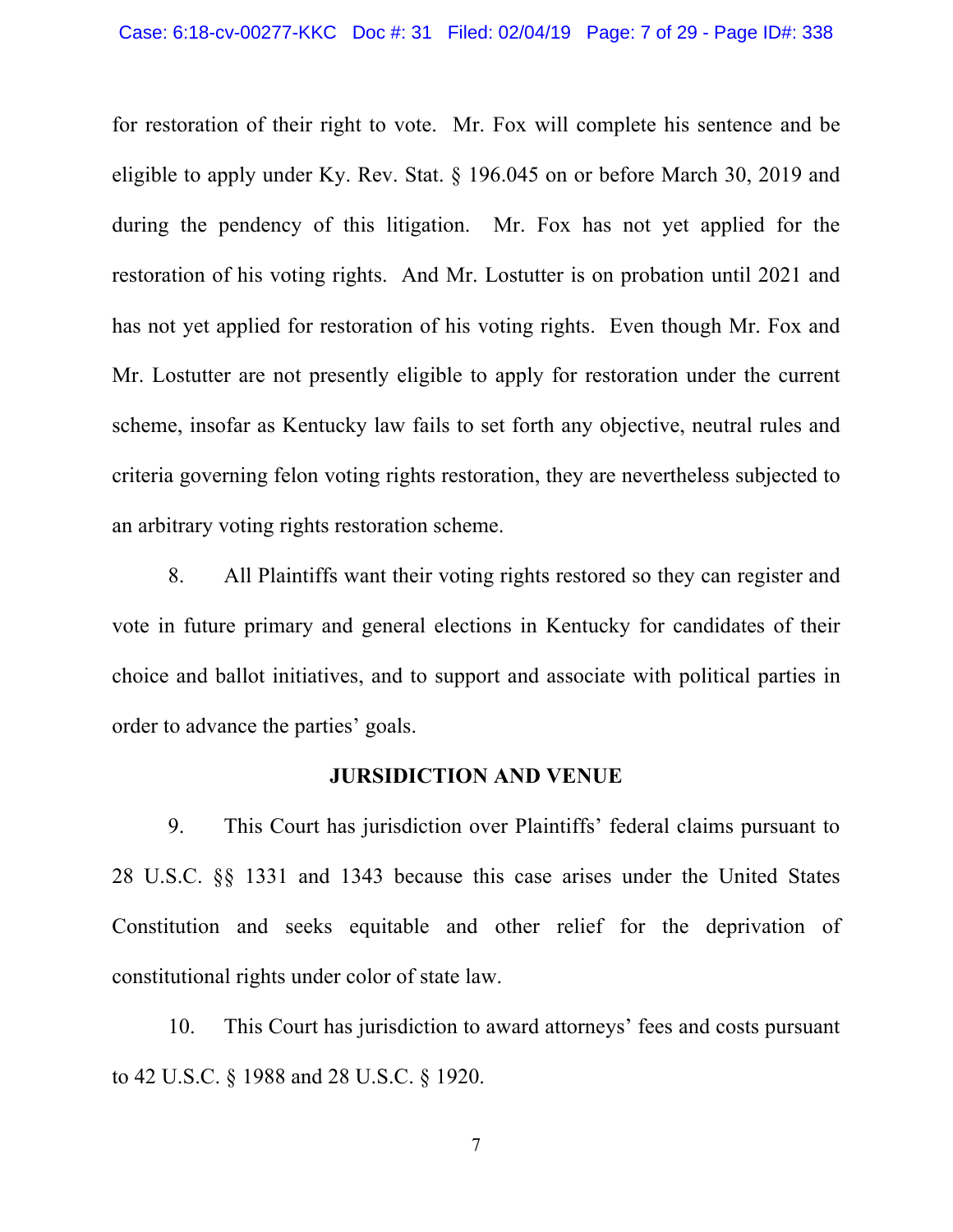for restoration of their right to vote. Mr. Fox will complete his sentence and be eligible to apply under Ky. Rev. Stat. § 196.045 on or before March 30, 2019 and during the pendency of this litigation. Mr. Fox has not yet applied for the restoration of his voting rights. And Mr. Lostutter is on probation until 2021 and has not yet applied for restoration of his voting rights. Even though Mr. Fox and Mr. Lostutter are not presently eligible to apply for restoration under the current scheme, insofar as Kentucky law fails to set forth any objective, neutral rules and criteria governing felon voting rights restoration, they are nevertheless subjected to an arbitrary voting rights restoration scheme.

8. All Plaintiffs want their voting rights restored so they can register and vote in future primary and general elections in Kentucky for candidates of their choice and ballot initiatives, and to support and associate with political parties in order to advance the parties' goals.

## JURSIDICTION AND VENUE

9. This Court has jurisdiction over Plaintiffs' federal claims pursuant to 28 U.S.C. §§ 1331 and 1343 because this case arises under the United States Constitution and seeks equitable and other relief for the deprivation of constitutional rights under color of state law.

10. This Court has jurisdiction to award attorneys' fees and costs pursuant to 42 U.S.C. § 1988 and 28 U.S.C. § 1920.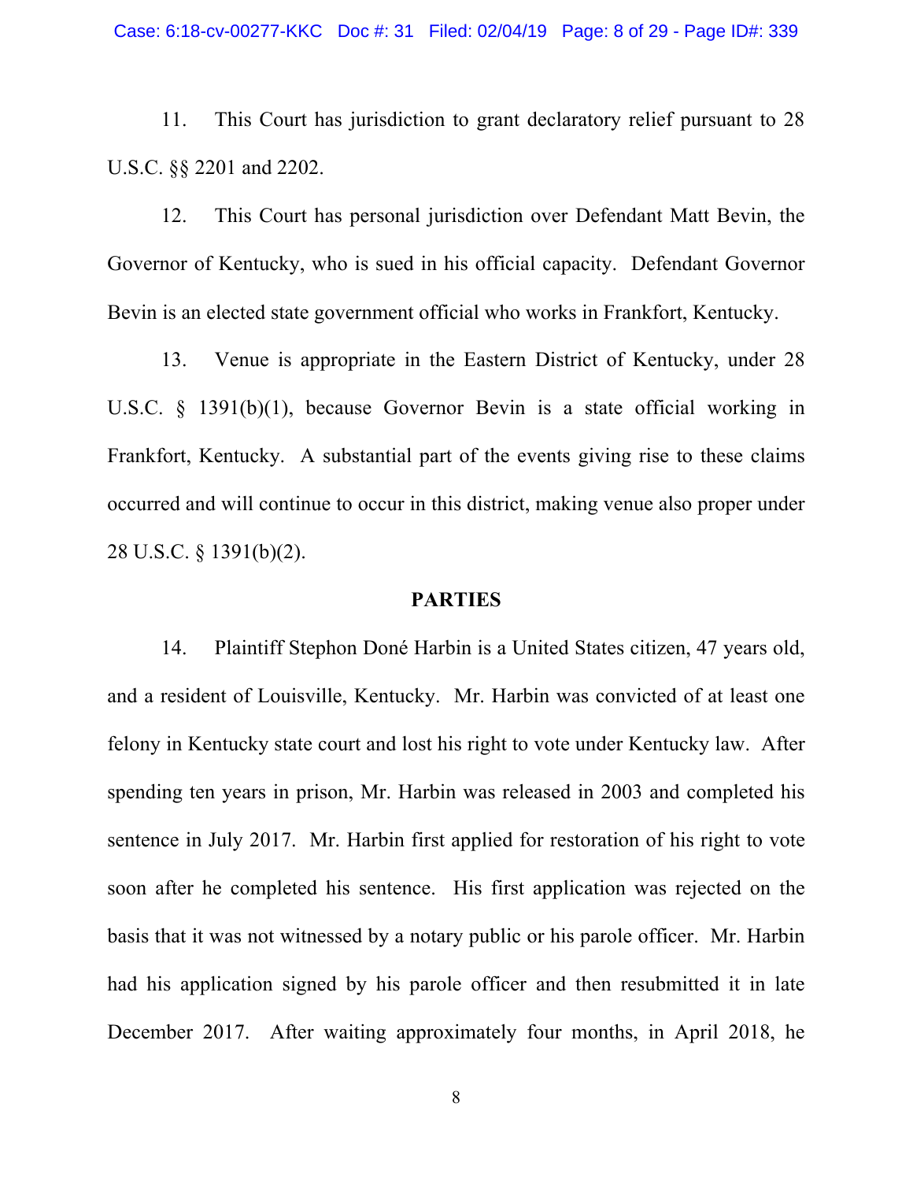11. This Court has jurisdiction to grant declaratory relief pursuant to 28 U.S.C. §§ 2201 and 2202.

12. This Court has personal jurisdiction over Defendant Matt Bevin, the Governor of Kentucky, who is sued in his official capacity. Defendant Governor Bevin is an elected state government official who works in Frankfort, Kentucky.

13. Venue is appropriate in the Eastern District of Kentucky, under 28 U.S.C. § 1391(b)(1), because Governor Bevin is a state official working in Frankfort, Kentucky. A substantial part of the events giving rise to these claims occurred and will continue to occur in this district, making venue also proper under 28 U.S.C. § 1391(b)(2).

## PARTIES

14. Plaintiff Stephon Doné Harbin is a United States citizen, 47 years old, and a resident of Louisville, Kentucky. Mr. Harbin was convicted of at least one felony in Kentucky state court and lost his right to vote under Kentucky law. After spending ten years in prison, Mr. Harbin was released in 2003 and completed his sentence in July 2017. Mr. Harbin first applied for restoration of his right to vote soon after he completed his sentence. His first application was rejected on the basis that it was not witnessed by a notary public or his parole officer. Mr. Harbin had his application signed by his parole officer and then resubmitted it in late December 2017. After waiting approximately four months, in April 2018, he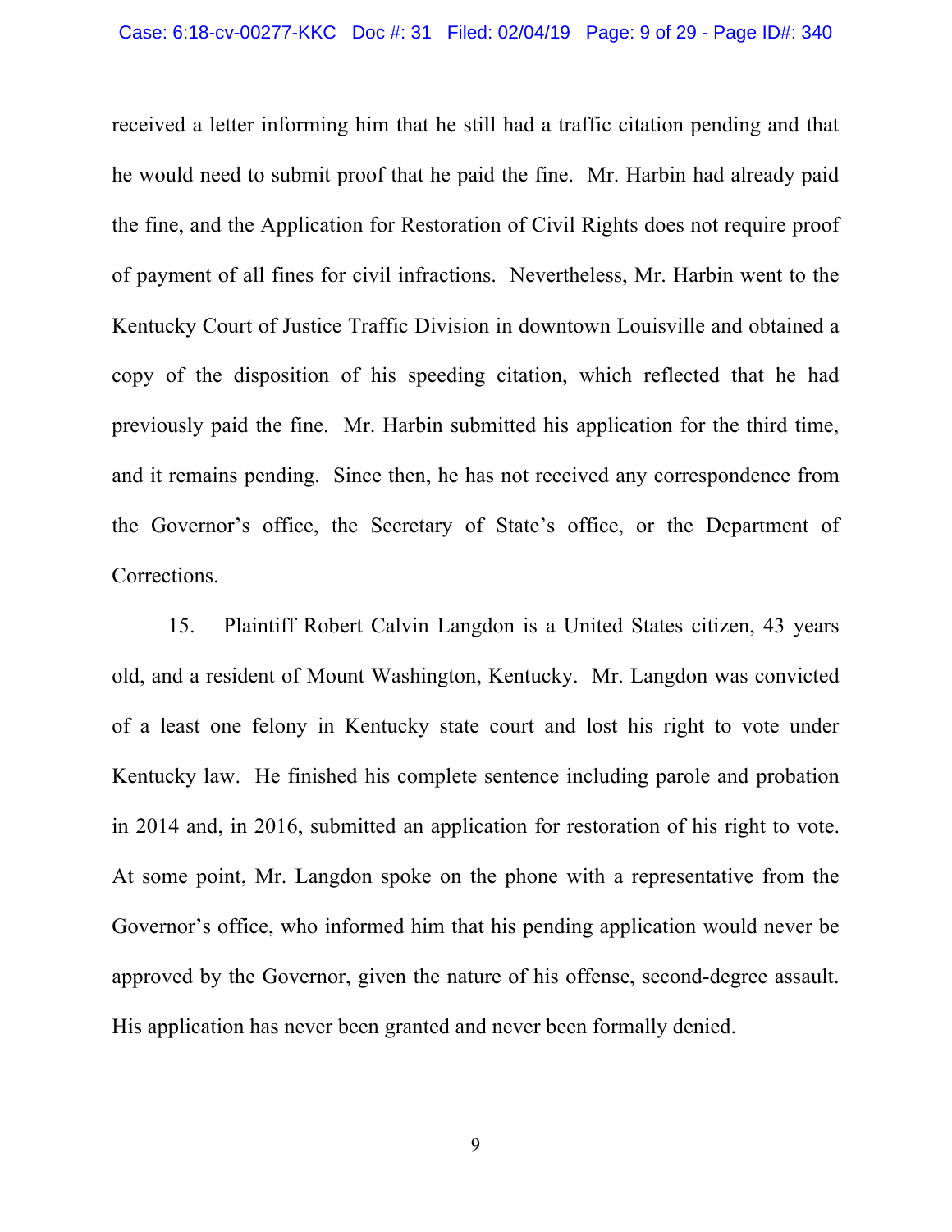received a letter informing him that he still had a traffic citation pending and that he would need to submit proof that he paid the fine. Mr. Harbin had already paid the fine, and the Application for Restoration of Civil Rights does not require proof of payment of all fines for civil infractions. Nevertheless, Mr. Harbin went to the Kentucky Court of Justice Traffic Division in downtown Louisville and obtained a copy of the disposition of his speeding citation, which reflected that he had previously paid the fine. Mr. Harbin submitted his application for the third time, and it remains pending. Since then, he has not received any correspondence from the Governor's office, the Secretary of State's office, or the Department of Corrections.

15. Plaintiff Robert Calvin Langdon is a United States citizen, 43 years old, and a resident of Mount Washington, Kentucky. Mr. Langdon was convicted of a least one felony in Kentucky state court and lost his right to vote under Kentucky law. He finished his complete sentence including parole and probation in 2014 and, in 2016, submitted an application for restoration of his right to vote. At some point, Mr. Langdon spoke on the phone with a representative from the Governor's office, who informed him that his pending application would never be approved by the Governor, given the nature of his offense, second-degree assault. His application has never been granted and never been formally denied.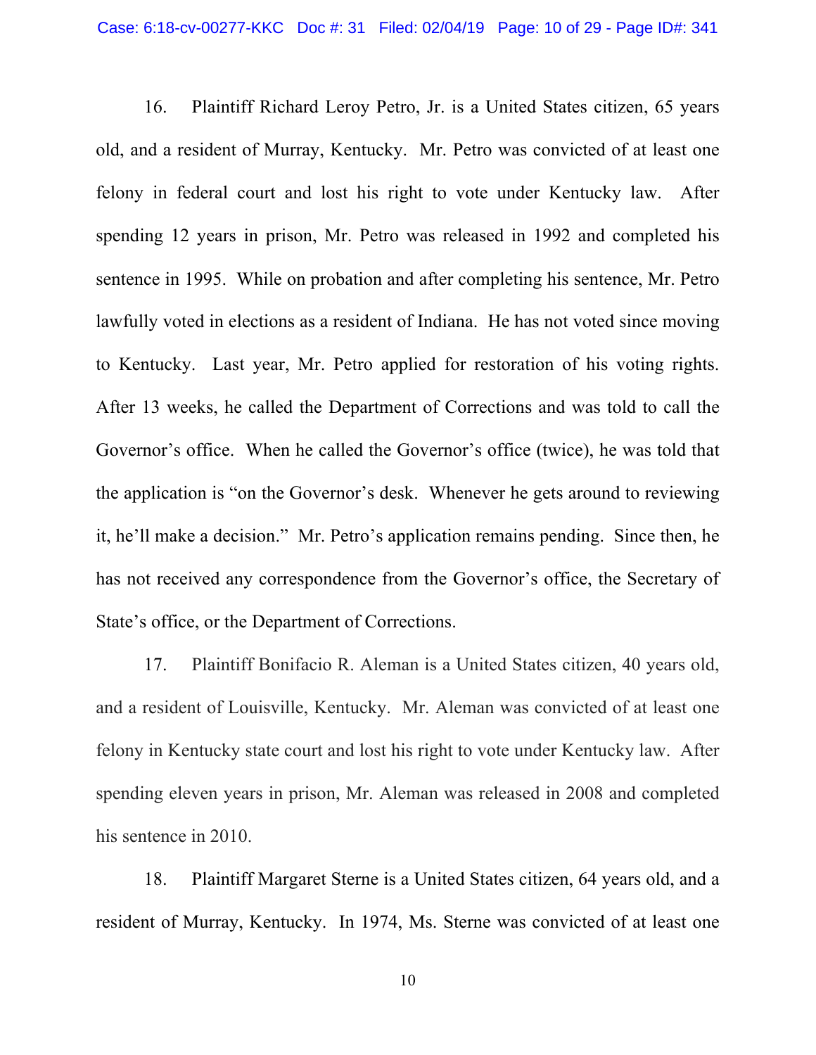16. Plaintiff Richard Leroy Petro, Jr. is a United States citizen, 65 years old, and a resident of Murray, Kentucky. Mr. Petro was convicted of at least one felony in federal court and lost his right to vote under Kentucky law. After spending 12 years in prison, Mr. Petro was released in 1992 and completed his sentence in 1995. While on probation and after completing his sentence, Mr. Petro lawfully voted in elections as a resident of Indiana. He has not voted since moving to Kentucky. Last year, Mr. Petro applied for restoration of his voting rights. After 13 weeks, he called the Department of Corrections and was told to call the Governor's office. When he called the Governor's office (twice), he was told that the application is "on the Governor's desk. Whenever he gets around to reviewing it, he'll make a decision." Mr. Petro's application remains pending. Since then, he has not received any correspondence from the Governor's office, the Secretary of State's office, or the Department of Corrections.

17. Plaintiff Bonifacio R. Aleman is a United States citizen, 40 years old, and a resident of Louisville, Kentucky. Mr. Aleman was convicted of at least one felony in Kentucky state court and lost his right to vote under Kentucky law. After spending eleven years in prison, Mr. Aleman was released in 2008 and completed his sentence in 2010.

18. Plaintiff Margaret Sterne is a United States citizen, 64 years old, and a resident of Murray, Kentucky. In 1974, Ms. Sterne was convicted of at least one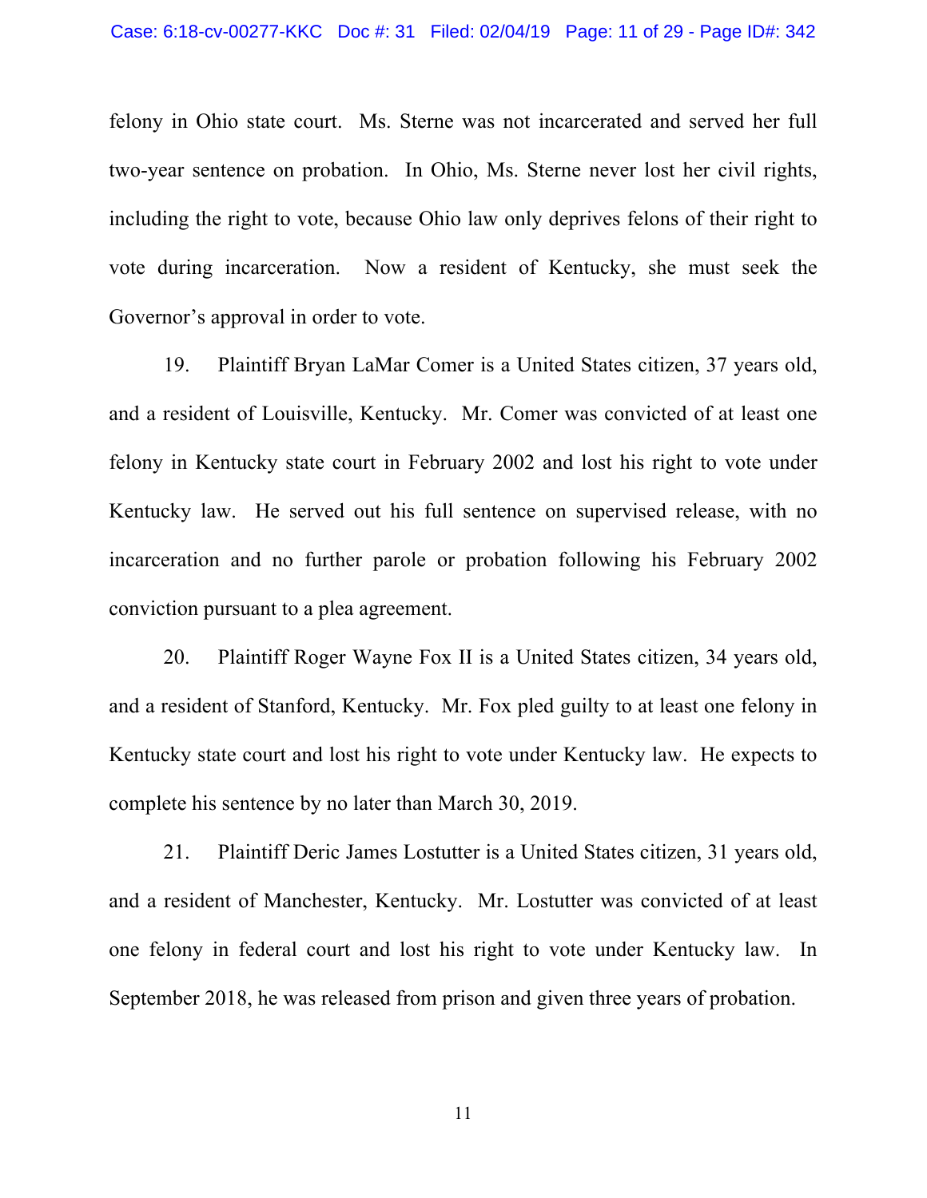felony in Ohio state court. Ms. Sterne was not incarcerated and served her full two-year sentence on probation. In Ohio, Ms. Sterne never lost her civil rights, including the right to vote, because Ohio law only deprives felons of their right to vote during incarceration. Now a resident of Kentucky, she must seek the Governor's approval in order to vote.

19. Plaintiff Bryan LaMar Comer is a United States citizen, 37 years old, and a resident of Louisville, Kentucky. Mr. Comer was convicted of at least one felony in Kentucky state court in February 2002 and lost his right to vote under Kentucky law. He served out his full sentence on supervised release, with no incarceration and no further parole or probation following his February 2002 conviction pursuant to a plea agreement.

20. Plaintiff Roger Wayne Fox II is a United States citizen, 34 years old, and a resident of Stanford, Kentucky. Mr. Fox pled guilty to at least one felony in Kentucky state court and lost his right to vote under Kentucky law. He expects to complete his sentence by no later than March 30, 2019.

21. Plaintiff Deric James Lostutter is a United States citizen, 31 years old, and a resident of Manchester, Kentucky. Mr. Lostutter was convicted of at least one felony in federal court and lost his right to vote under Kentucky law. In September 2018, he was released from prison and given three years of probation.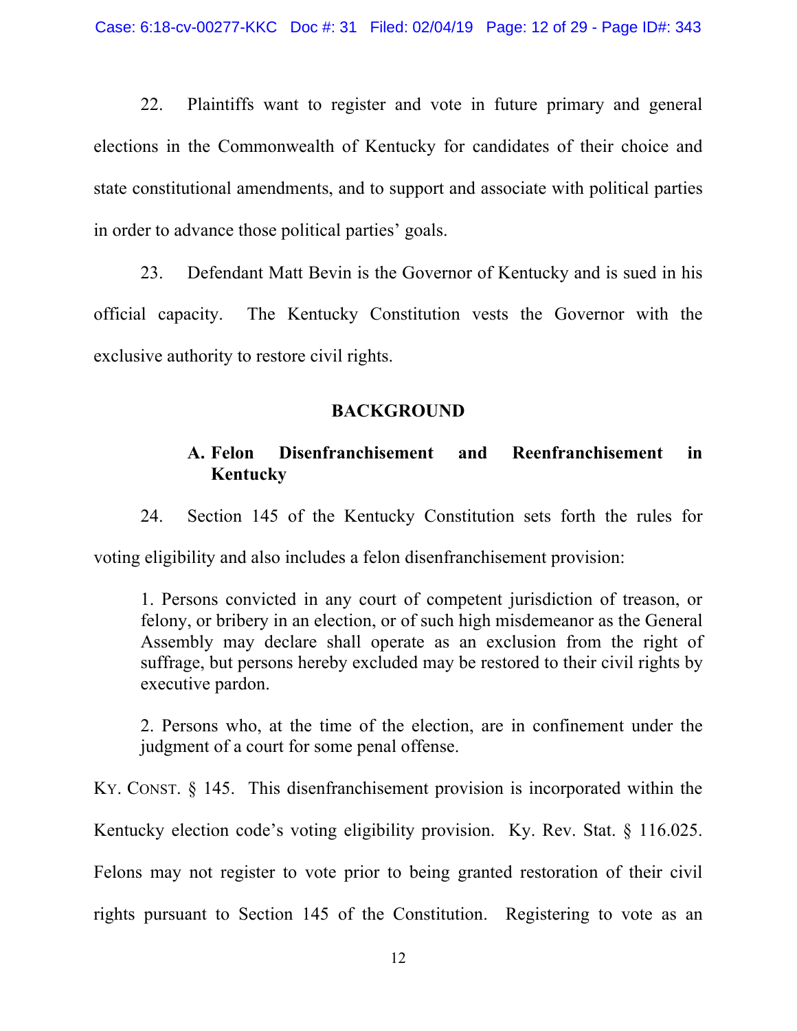22. Plaintiffs want to register and vote in future primary and general elections in the Commonwealth of Kentucky for candidates of their choice and state constitutional amendments, and to support and associate with political parties in order to advance those political parties' goals.

23. Defendant Matt Bevin is the Governor of Kentucky and is sued in his official capacity. The Kentucky Constitution vests the Governor with the exclusive authority to restore civil rights.

## BACKGROUND

### A. Felon Disenfranchisement and Reenfranchisement in Kentucky

24. Section 145 of the Kentucky Constitution sets forth the rules for voting eligibility and also includes a felon disenfranchisement provision:

> 1. Persons convicted in any court of competent jurisdiction of treason, or felony, or bribery in an election, or of such high misdemeanor as the General Assembly may declare shall operate as an exclusion from the right of suffrage, but persons hereby excluded may be restored to their civil rights by executive pardon.
>
> 2. Persons who, at the time of the election, are in confinement under the judgment of a court for some penal offense.

KY. CONST. § 145. This disenfranchisement provision is incorporated within the Kentucky election code's voting eligibility provision. Ky. Rev. Stat. § 116.025. Felons may not register to vote prior to being granted restoration of their civil rights pursuant to Section 145 of the Constitution. Registering to vote as an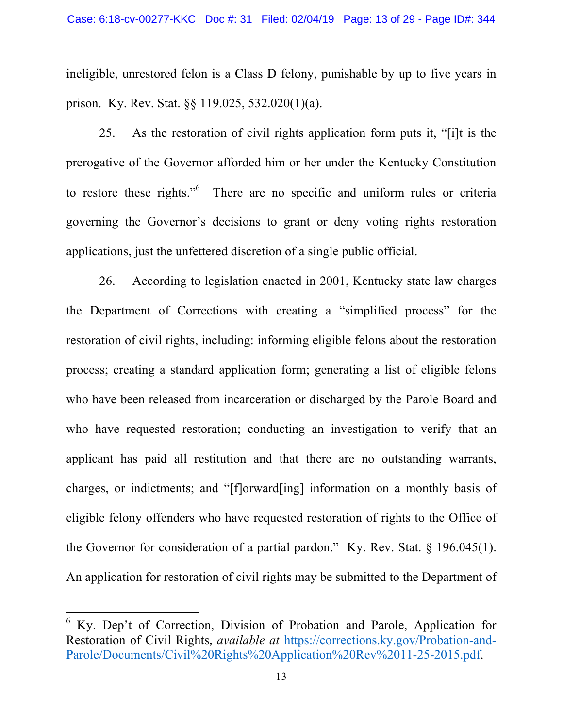ineligible, unrestored felon is a Class D felony, punishable by up to five years in prison. Ky. Rev. Stat. §§ 119.025, 532.020(1)(a).

25. As the restoration of civil rights application form puts it, "[i]t is the prerogative of the Governor afforded him or her under the Kentucky Constitution to restore these rights."[6] There are no specific and uniform rules or criteria governing the Governor's decisions to grant or deny voting rights restoration applications, just the unfettered discretion of a single public official.

26. According to legislation enacted in 2001, Kentucky state law charges the Department of Corrections with creating a "simplified process" for the restoration of civil rights, including: informing eligible felons about the restoration process; creating a standard application form; generating a list of eligible felons who have been released from incarceration or discharged by the Parole Board and who have requested restoration; conducting an investigation to verify that an applicant has paid all restitution and that there are no outstanding warrants, charges, or indictments; and "[f]orward[ing] information on a monthly basis of eligible felony offenders who have requested restoration of rights to the Office of the Governor for consideration of a partial pardon." Ky. Rev. Stat. § 196.045(1). An application for restoration of civil rights may be submitted to the Department of

---

[6] Ky. Dep't of Correction, Division of Probation and Parole, Application for Restoration of Civil Rights, *available at* https://corrections.ky.gov/Probation-and-Parole/Documents/Civil%20Rights%20Application%20Rev%2011-25-2015.pdf.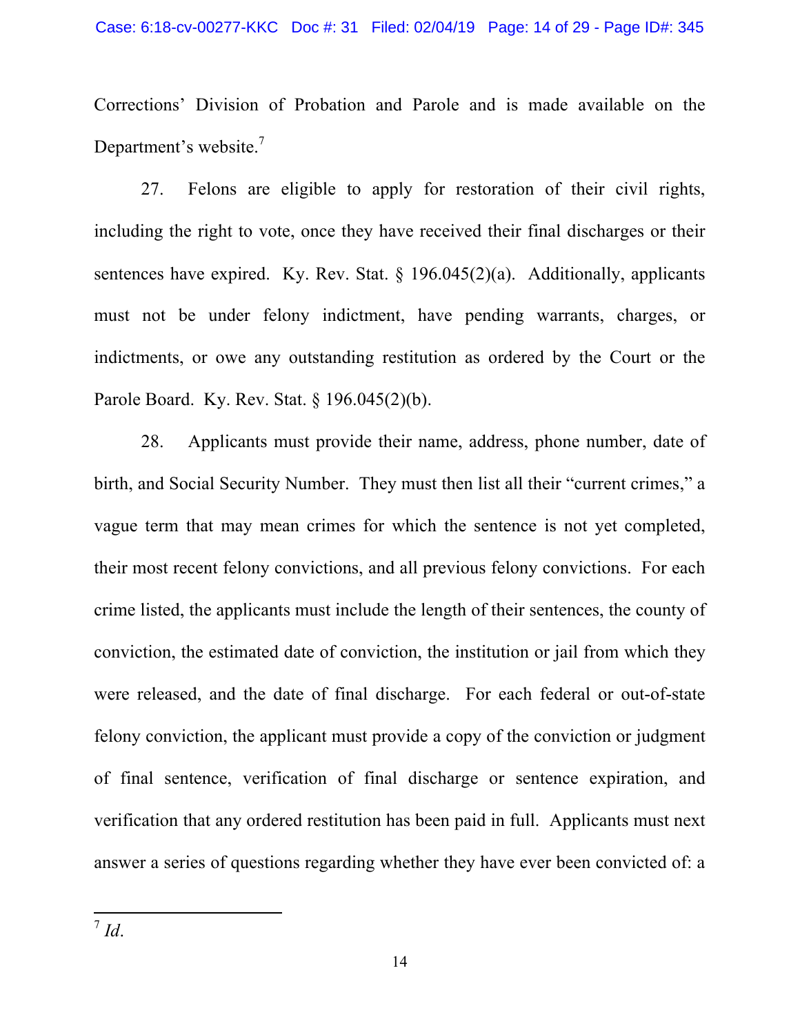Corrections' Division of Probation and Parole and is made available on the Department's website.[7]

27. Felons are eligible to apply for restoration of their civil rights, including the right to vote, once they have received their final discharges or their sentences have expired. Ky. Rev. Stat. § 196.045(2)(a). Additionally, applicants must not be under felony indictment, have pending warrants, charges, or indictments, or owe any outstanding restitution as ordered by the Court or the Parole Board. Ky. Rev. Stat. § 196.045(2)(b).

28. Applicants must provide their name, address, phone number, date of birth, and Social Security Number. They must then list all their "current crimes," a vague term that may mean crimes for which the sentence is not yet completed, their most recent felony convictions, and all previous felony convictions. For each crime listed, the applicants must include the length of their sentences, the county of conviction, the estimated date of conviction, the institution or jail from which they were released, and the date of final discharge. For each federal or out-of-state felony conviction, the applicant must provide a copy of the conviction or judgment of final sentence, verification of final discharge or sentence expiration, and verification that any ordered restitution has been paid in full. Applicants must next answer a series of questions regarding whether they have ever been convicted of: a

[7] *Id*.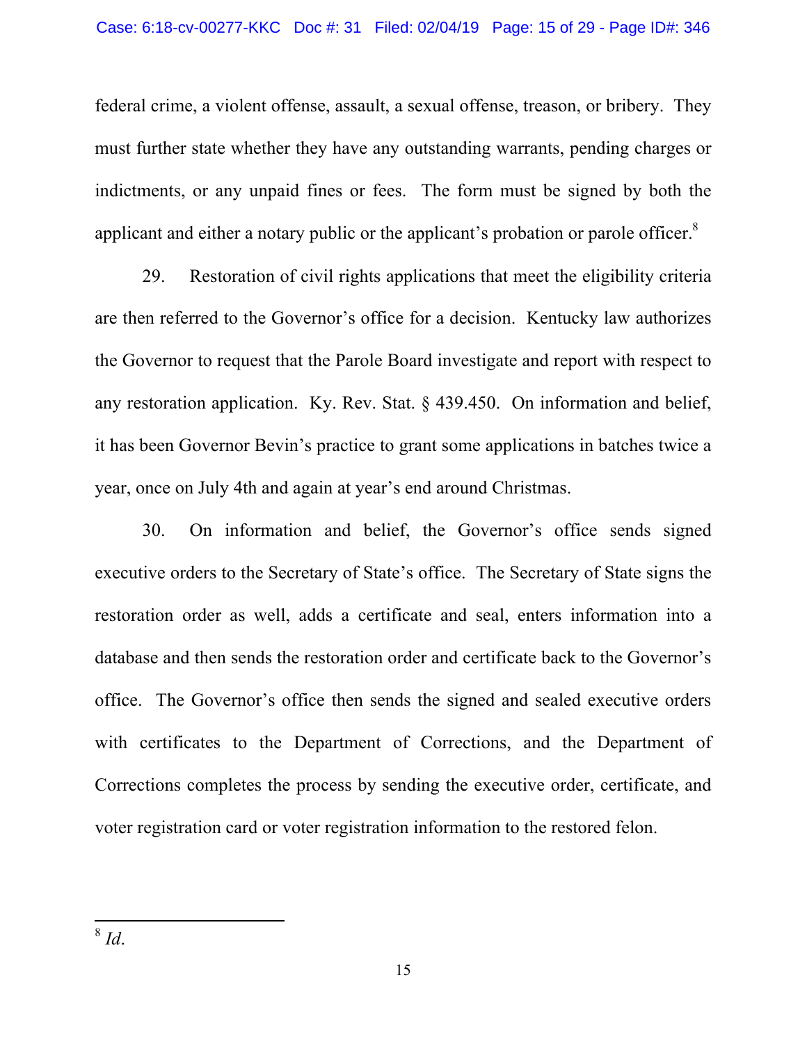federal crime, a violent offense, assault, a sexual offense, treason, or bribery. They must further state whether they have any outstanding warrants, pending charges or indictments, or any unpaid fines or fees. The form must be signed by both the applicant and either a notary public or the applicant's probation or parole officer.[8]

29. Restoration of civil rights applications that meet the eligibility criteria are then referred to the Governor's office for a decision. Kentucky law authorizes the Governor to request that the Parole Board investigate and report with respect to any restoration application. Ky. Rev. Stat. § 439.450. On information and belief, it has been Governor Bevin's practice to grant some applications in batches twice a year, once on July 4th and again at year's end around Christmas.

30. On information and belief, the Governor's office sends signed executive orders to the Secretary of State's office. The Secretary of State signs the restoration order as well, adds a certificate and seal, enters information into a database and then sends the restoration order and certificate back to the Governor's office. The Governor's office then sends the signed and sealed executive orders with certificates to the Department of Corrections, and the Department of Corrections completes the process by sending the executive order, certificate, and voter registration card or voter registration information to the restored felon.

---

[8] *Id*.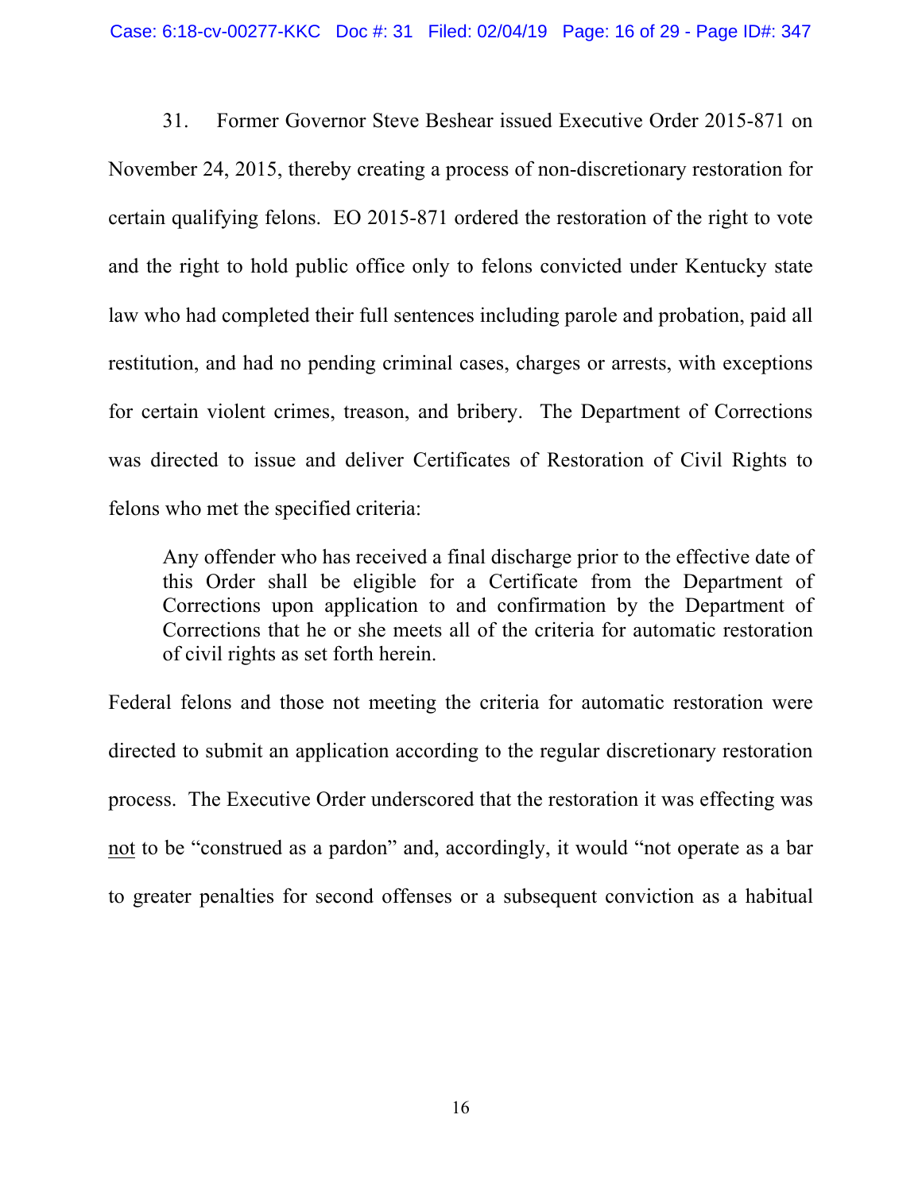31. Former Governor Steve Beshear issued Executive Order 2015-871 on November 24, 2015, thereby creating a process of non-discretionary restoration for certain qualifying felons. EO 2015-871 ordered the restoration of the right to vote and the right to hold public office only to felons convicted under Kentucky state law who had completed their full sentences including parole and probation, paid all restitution, and had no pending criminal cases, charges or arrests, with exceptions for certain violent crimes, treason, and bribery. The Department of Corrections was directed to issue and deliver Certificates of Restoration of Civil Rights to felons who met the specified criteria:

> Any offender who has received a final discharge prior to the effective date of this Order shall be eligible for a Certificate from the Department of Corrections upon application to and confirmation by the Department of Corrections that he or she meets all of the criteria for automatic restoration of civil rights as set forth herein.

Federal felons and those not meeting the criteria for automatic restoration were directed to submit an application according to the regular discretionary restoration process. The Executive Order underscored that the restoration it was effecting was <u>not</u> to be "construed as a pardon" and, accordingly, it would "not operate as a bar to greater penalties for second offenses or a subsequent conviction as a habitual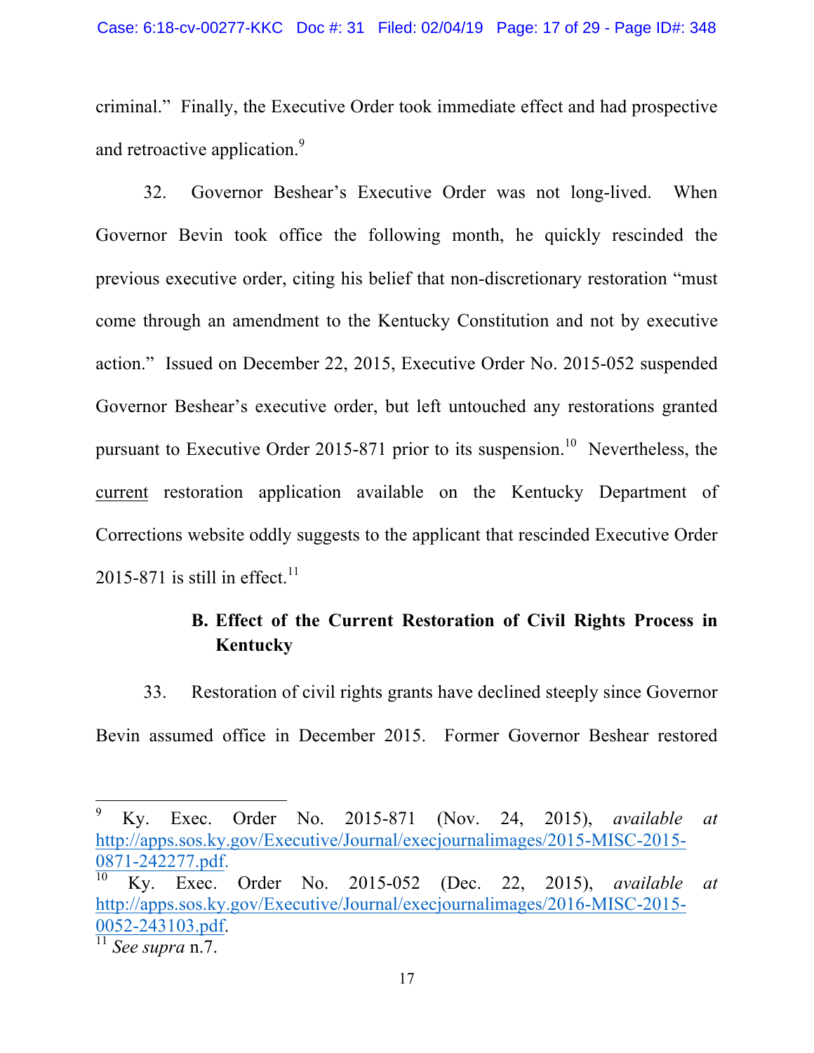criminal." Finally, the Executive Order took immediate effect and had prospective and retroactive application.[9]

32. Governor Beshear's Executive Order was not long-lived. When Governor Bevin took office the following month, he quickly rescinded the previous executive order, citing his belief that non-discretionary restoration "must come through an amendment to the Kentucky Constitution and not by executive action." Issued on December 22, 2015, Executive Order No. 2015-052 suspended Governor Beshear's executive order, but left untouched any restorations granted pursuant to Executive Order 2015-871 prior to its suspension.[10] Nevertheless, the current restoration application available on the Kentucky Department of Corrections website oddly suggests to the applicant that rescinded Executive Order 2015-871 is still in effect.[11]

### B. Effect of the Current Restoration of Civil Rights Process in Kentucky

33. Restoration of civil rights grants have declined steeply since Governor Bevin assumed office in December 2015. Former Governor Beshear restored

---

[9] Ky. Exec. Order No. 2015-871 (Nov. 24, 2015), *available at* http://apps.sos.ky.gov/Executive/Journal/execjournalimages/2015-MISC-2015-0871-242277.pdf.

[10] Ky. Exec. Order No. 2015-052 (Dec. 22, 2015), *available at* http://apps.sos.ky.gov/Executive/Journal/execjournalimages/2016-MISC-2015-0052-243103.pdf.

[11] *See supra* n.7.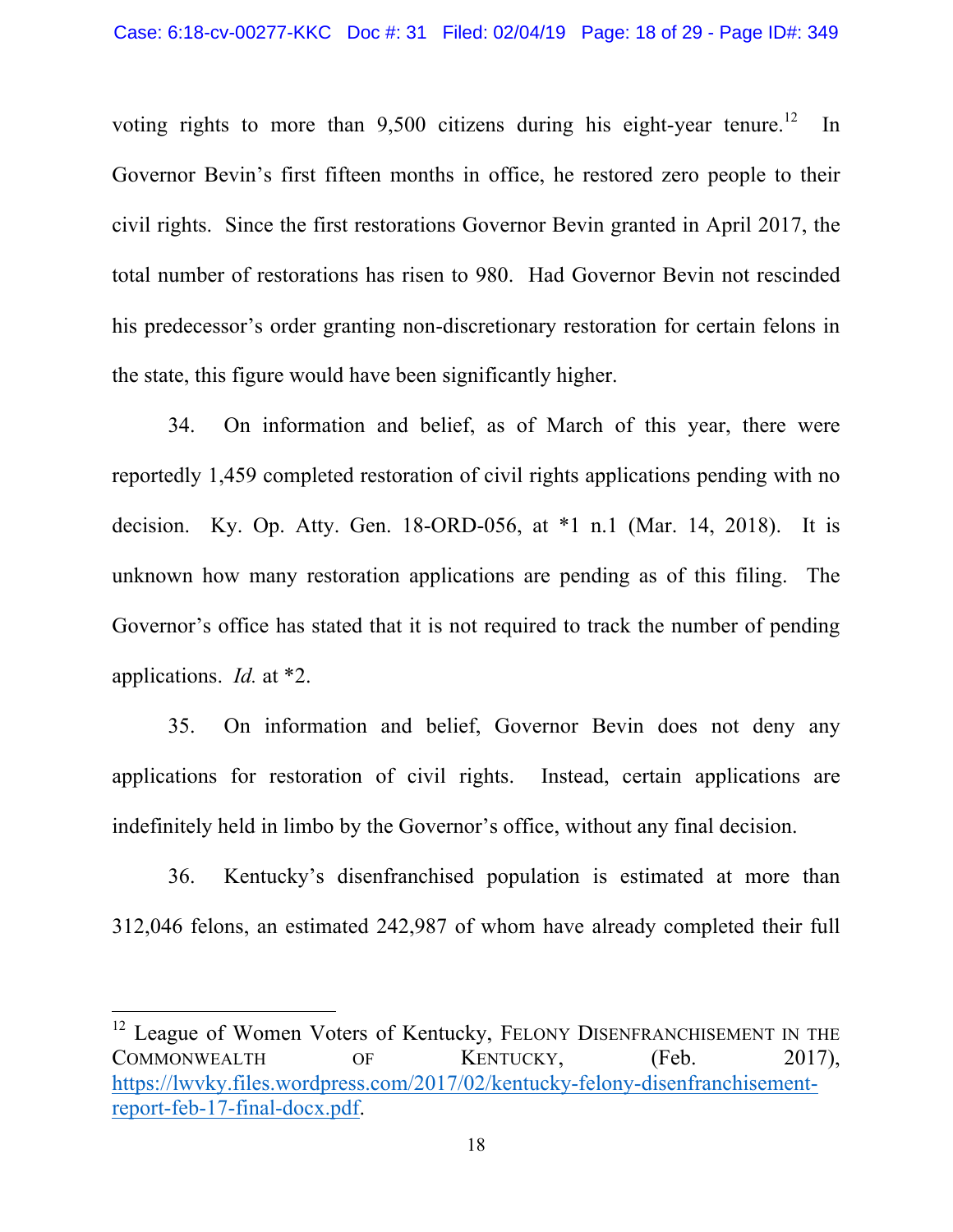voting rights to more than 9,500 citizens during his eight-year tenure.[12] In Governor Bevin's first fifteen months in office, he restored zero people to their civil rights. Since the first restorations Governor Bevin granted in April 2017, the total number of restorations has risen to 980. Had Governor Bevin not rescinded his predecessor's order granting non-discretionary restoration for certain felons in the state, this figure would have been significantly higher.

34. On information and belief, as of March of this year, there were reportedly 1,459 completed restoration of civil rights applications pending with no decision. Ky. Op. Atty. Gen. 18-ORD-056, at *1 n.1 (Mar. 14, 2018). It is unknown how many restoration applications are pending as of this filing. The Governor's office has stated that it is not required to track the number of pending applications. *Id.* at *2.

35. On information and belief, Governor Bevin does not deny any applications for restoration of civil rights. Instead, certain applications are indefinitely held in limbo by the Governor's office, without any final decision.

36. Kentucky's disenfranchised population is estimated at more than 312,046 felons, an estimated 242,987 of whom have already completed their full

---

[12] League of Women Voters of Kentucky, FELONY DISENFRANCHISEMENT IN THE COMMONWEALTH OF KENTUCKY, (Feb. 2017), https://lwvky.files.wordpress.com/2017/02/kentucky-felony-disenfranchisement-report-feb-17-final-docx.pdf.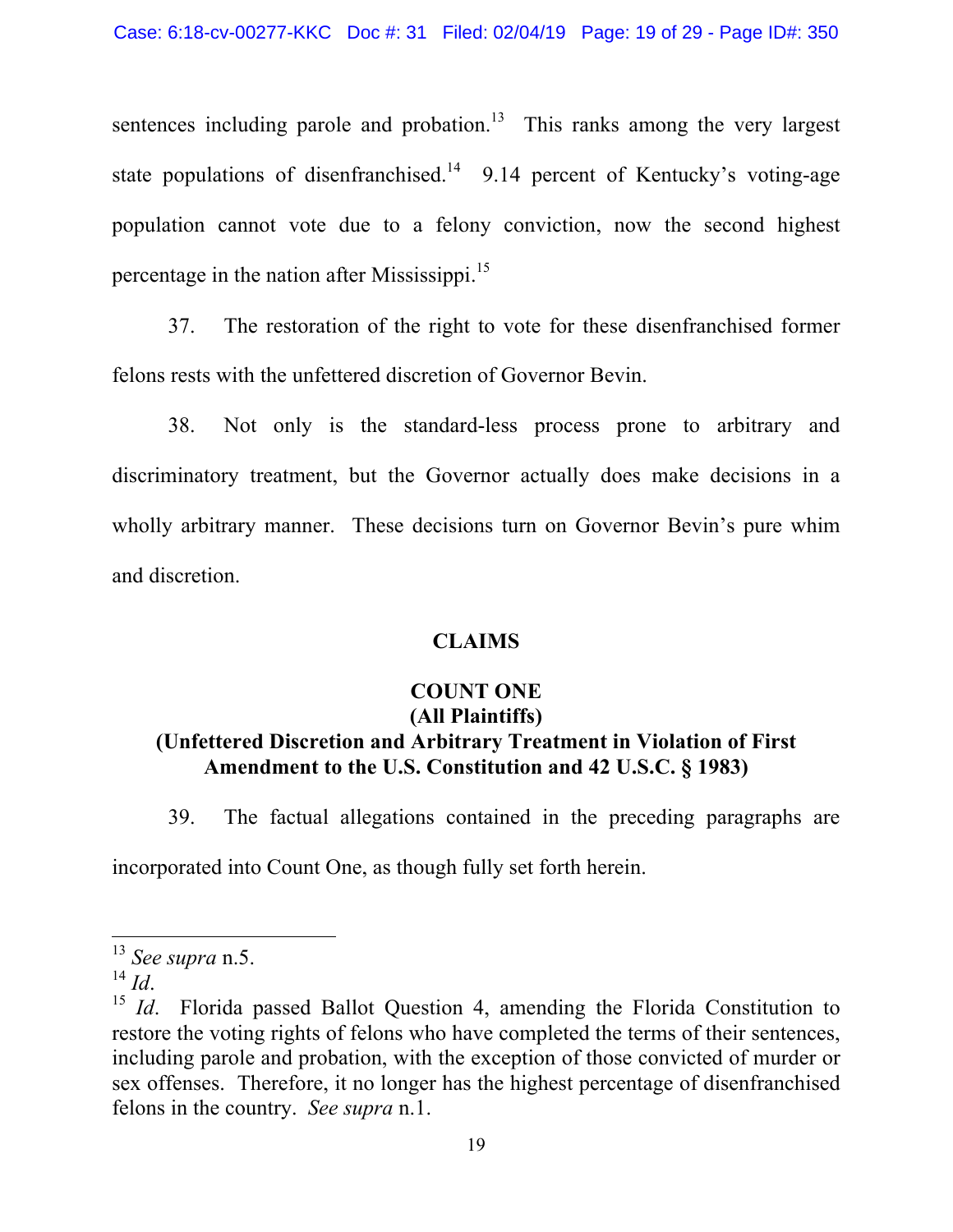sentences including parole and probation.[13] This ranks among the very largest state populations of disenfranchised.[14] 9.14 percent of Kentucky's voting-age population cannot vote due to a felony conviction, now the second highest percentage in the nation after Mississippi.[15]

37. The restoration of the right to vote for these disenfranchised former felons rests with the unfettered discretion of Governor Bevin.

38. Not only is the standard-less process prone to arbitrary and discriminatory treatment, but the Governor actually does make decisions in a wholly arbitrary manner. These decisions turn on Governor Bevin's pure whim and discretion.

## CLAIMS

### COUNT ONE
### (All Plaintiffs)
### (Unfettered Discretion and Arbitrary Treatment in Violation of First Amendment to the U.S. Constitution and 42 U.S.C. § 1983)

39. The factual allegations contained in the preceding paragraphs are incorporated into Count One, as though fully set forth herein.

---

[13] *See supra* n.5.

[14] *Id.*

[15] *Id.* Florida passed Ballot Question 4, amending the Florida Constitution to restore the voting rights of felons who have completed the terms of their sentences, including parole and probation, with the exception of those convicted of murder or sex offenses. Therefore, it no longer has the highest percentage of disenfranchised felons in the country. *See supra* n.1.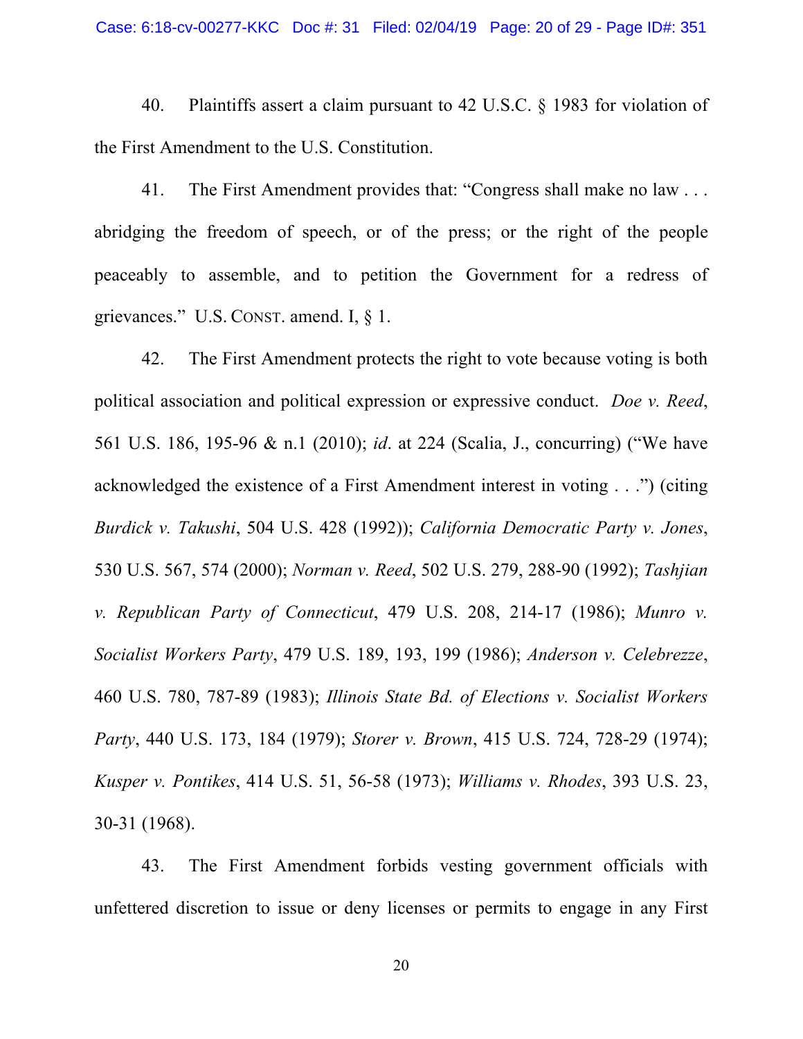40. Plaintiffs assert a claim pursuant to 42 U.S.C. § 1983 for violation of the First Amendment to the U.S. Constitution.

41. The First Amendment provides that: "Congress shall make no law . . . abridging the freedom of speech, or of the press; or the right of the people peaceably to assemble, and to petition the Government for a redress of grievances." U.S. CONST. amend. I, § 1.

42. The First Amendment protects the right to vote because voting is both political association and political expression or expressive conduct. *Doe v. Reed*, 561 U.S. 186, 195-96 & n.1 (2010); *id*. at 224 (Scalia, J., concurring) ("We have acknowledged the existence of a First Amendment interest in voting . . .") (citing *Burdick v. Takushi*, 504 U.S. 428 (1992)); *California Democratic Party v. Jones*, 530 U.S. 567, 574 (2000); *Norman v. Reed*, 502 U.S. 279, 288-90 (1992); *Tashjian v. Republican Party of Connecticut*, 479 U.S. 208, 214-17 (1986); *Munro v. Socialist Workers Party*, 479 U.S. 189, 193, 199 (1986); *Anderson v. Celebrezze*, 460 U.S. 780, 787-89 (1983); *Illinois State Bd. of Elections v. Socialist Workers Party*, 440 U.S. 173, 184 (1979); *Storer v. Brown*, 415 U.S. 724, 728-29 (1974); *Kusper v. Pontikes*, 414 U.S. 51, 56-58 (1973); *Williams v. Rhodes*, 393 U.S. 23, 30-31 (1968).

43. The First Amendment forbids vesting government officials with unfettered discretion to issue or deny licenses or permits to engage in any First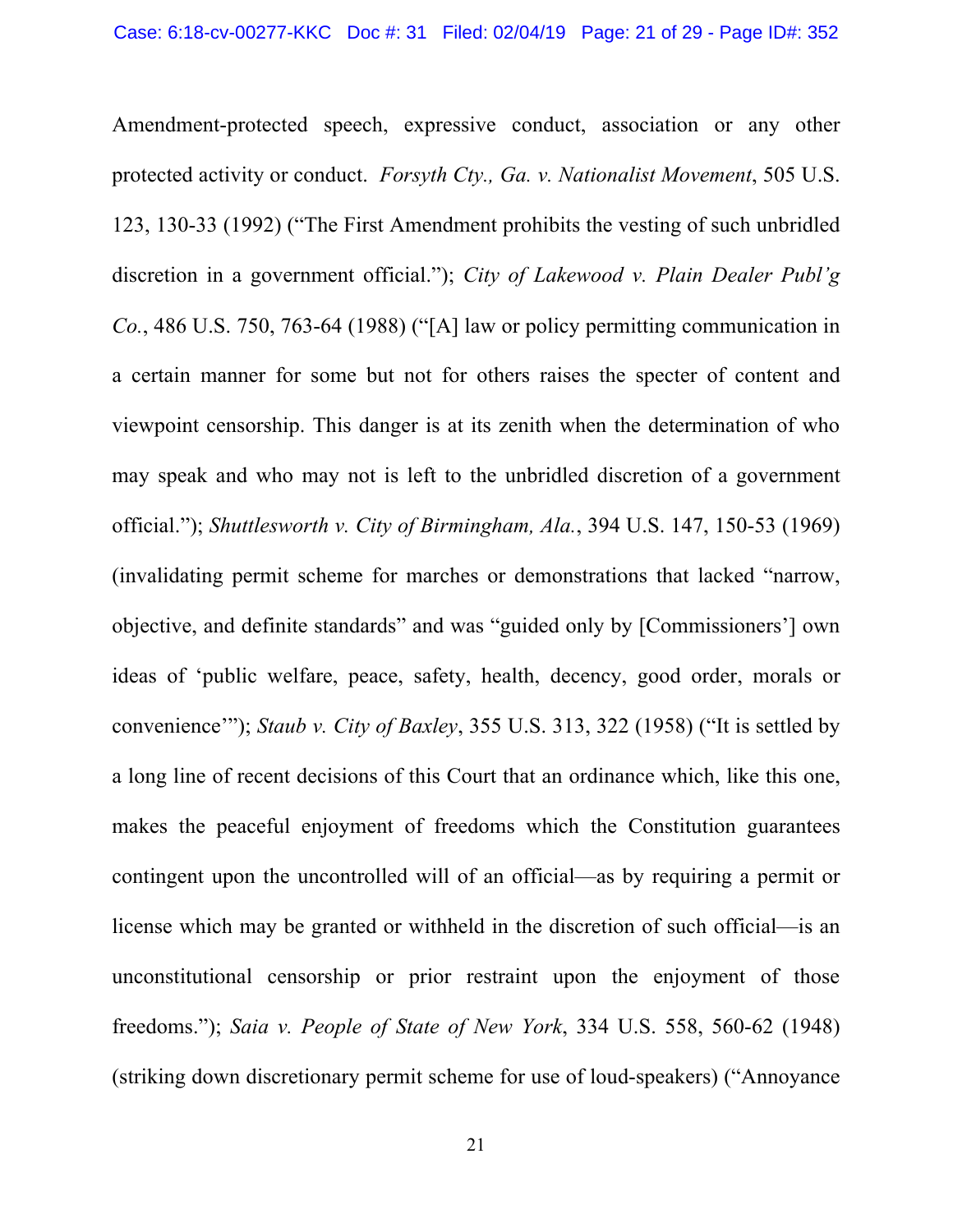Amendment-protected speech, expressive conduct, association or any other protected activity or conduct. *Forsyth Cty., Ga. v. Nationalist Movement*, 505 U.S. 123, 130-33 (1992) ("The First Amendment prohibits the vesting of such unbridled discretion in a government official."); *City of Lakewood v. Plain Dealer Publ'g Co.*, 486 U.S. 750, 763-64 (1988) ("[A] law or policy permitting communication in a certain manner for some but not for others raises the specter of content and viewpoint censorship. This danger is at its zenith when the determination of who may speak and who may not is left to the unbridled discretion of a government official."); *Shuttlesworth v. City of Birmingham, Ala.*, 394 U.S. 147, 150-53 (1969) (invalidating permit scheme for marches or demonstrations that lacked "narrow, objective, and definite standards" and was "guided only by [Commissioners'] own ideas of 'public welfare, peace, safety, health, decency, good order, morals or convenience'"); *Staub v. City of Baxley*, 355 U.S. 313, 322 (1958) ("It is settled by a long line of recent decisions of this Court that an ordinance which, like this one, makes the peaceful enjoyment of freedoms which the Constitution guarantees contingent upon the uncontrolled will of an official—as by requiring a permit or license which may be granted or withheld in the discretion of such official—is an unconstitutional censorship or prior restraint upon the enjoyment of those freedoms."); *Saia v. People of State of New York*, 334 U.S. 558, 560-62 (1948) (striking down discretionary permit scheme for use of loud-speakers) ("Annoyance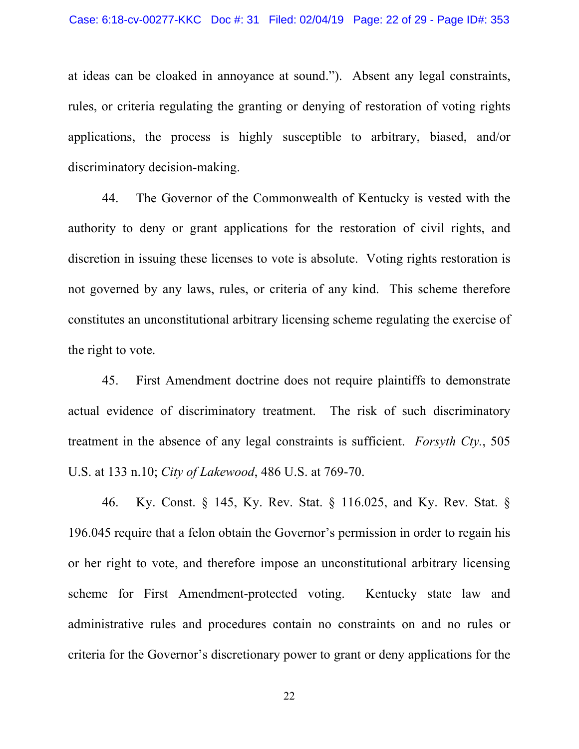at ideas can be cloaked in annoyance at sound."). Absent any legal constraints, rules, or criteria regulating the granting or denying of restoration of voting rights applications, the process is highly susceptible to arbitrary, biased, and/or discriminatory decision-making.

44. The Governor of the Commonwealth of Kentucky is vested with the authority to deny or grant applications for the restoration of civil rights, and discretion in issuing these licenses to vote is absolute. Voting rights restoration is not governed by any laws, rules, or criteria of any kind. This scheme therefore constitutes an unconstitutional arbitrary licensing scheme regulating the exercise of the right to vote.

45. First Amendment doctrine does not require plaintiffs to demonstrate actual evidence of discriminatory treatment. The risk of such discriminatory treatment in the absence of any legal constraints is sufficient. *Forsyth Cty.*, 505 U.S. at 133 n.10; *City of Lakewood*, 486 U.S. at 769-70.

46. Ky. Const. § 145, Ky. Rev. Stat. § 116.025, and Ky. Rev. Stat. § 196.045 require that a felon obtain the Governor's permission in order to regain his or her right to vote, and therefore impose an unconstitutional arbitrary licensing scheme for First Amendment-protected voting. Kentucky state law and administrative rules and procedures contain no constraints on and no rules or criteria for the Governor's discretionary power to grant or deny applications for the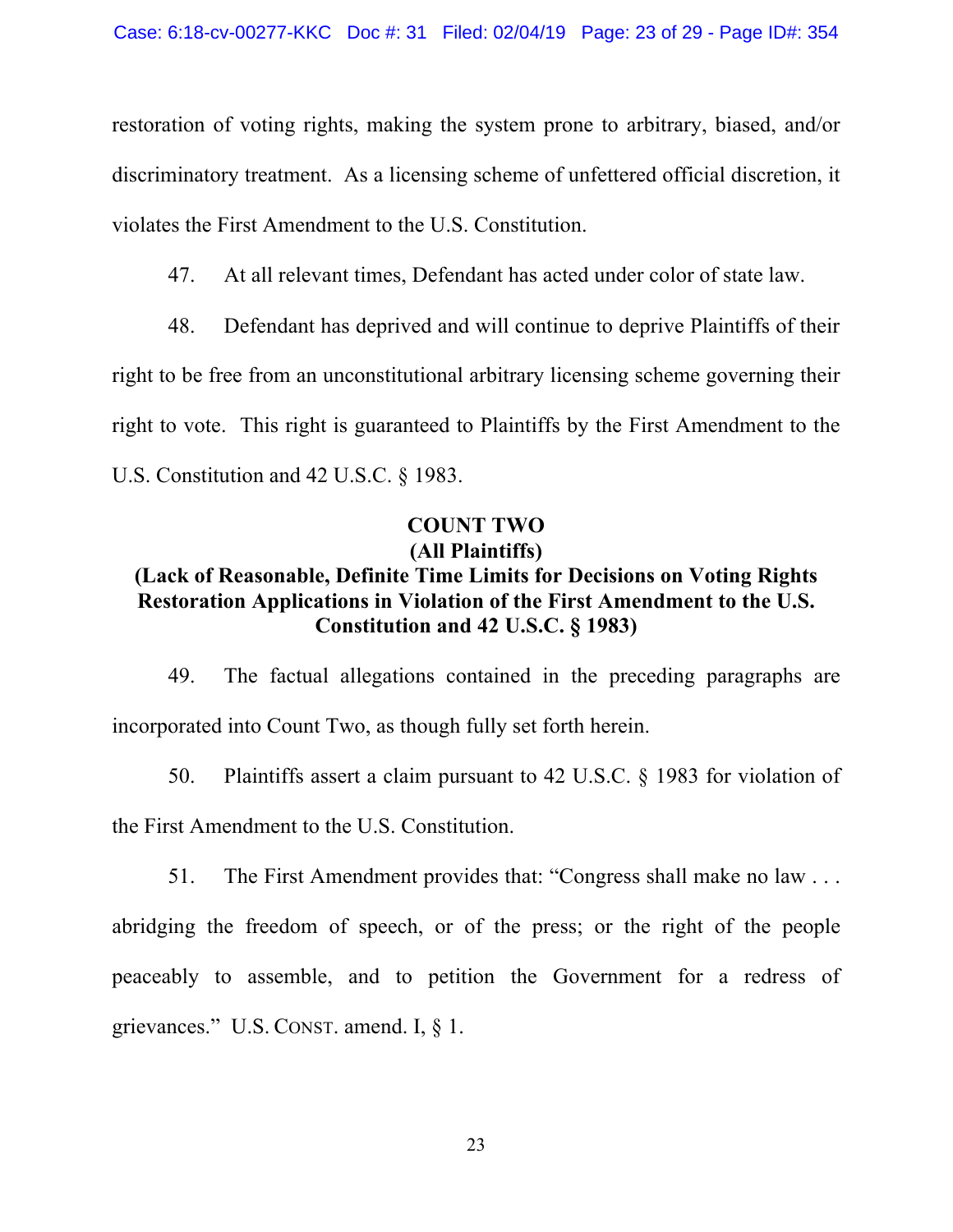restoration of voting rights, making the system prone to arbitrary, biased, and/or discriminatory treatment. As a licensing scheme of unfettered official discretion, it violates the First Amendment to the U.S. Constitution.

47. At all relevant times, Defendant has acted under color of state law.

48. Defendant has deprived and will continue to deprive Plaintiffs of their right to be free from an unconstitutional arbitrary licensing scheme governing their right to vote. This right is guaranteed to Plaintiffs by the First Amendment to the U.S. Constitution and 42 U.S.C. § 1983.

**COUNT TWO**
**(All Plaintiffs)**
**(Lack of Reasonable, Definite Time Limits for Decisions on Voting Rights Restoration Applications in Violation of the First Amendment to the U.S. Constitution and 42 U.S.C. § 1983)**

49. The factual allegations contained in the preceding paragraphs are incorporated into Count Two, as though fully set forth herein.

50. Plaintiffs assert a claim pursuant to 42 U.S.C. § 1983 for violation of the First Amendment to the U.S. Constitution.

51. The First Amendment provides that: "Congress shall make no law . . . abridging the freedom of speech, or of the press; or the right of the people peaceably to assemble, and to petition the Government for a redress of grievances." U.S. CONST. amend. I, § 1.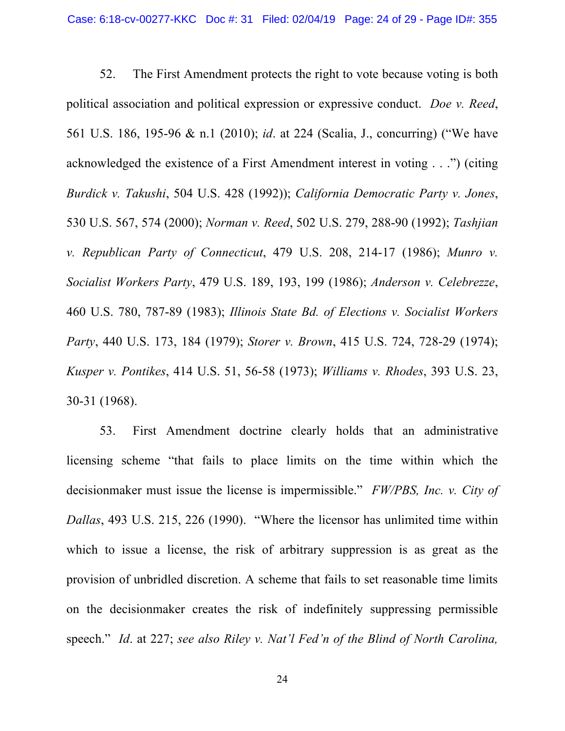52. The First Amendment protects the right to vote because voting is both political association and political expression or expressive conduct. *Doe v. Reed*, 561 U.S. 186, 195-96 & n.1 (2010); *id*. at 224 (Scalia, J., concurring) ("We have acknowledged the existence of a First Amendment interest in voting . . .") (citing *Burdick v. Takushi*, 504 U.S. 428 (1992)); *California Democratic Party v. Jones*, 530 U.S. 567, 574 (2000); *Norman v. Reed*, 502 U.S. 279, 288-90 (1992); *Tashjian v. Republican Party of Connecticut*, 479 U.S. 208, 214-17 (1986); *Munro v. Socialist Workers Party*, 479 U.S. 189, 193, 199 (1986); *Anderson v. Celebrezze*, 460 U.S. 780, 787-89 (1983); *Illinois State Bd. of Elections v. Socialist Workers Party*, 440 U.S. 173, 184 (1979); *Storer v. Brown*, 415 U.S. 724, 728-29 (1974); *Kusper v. Pontikes*, 414 U.S. 51, 56-58 (1973); *Williams v. Rhodes*, 393 U.S. 23, 30-31 (1968).

53. First Amendment doctrine clearly holds that an administrative licensing scheme "that fails to place limits on the time within which the decisionmaker must issue the license is impermissible." *FW/PBS, Inc. v. City of Dallas*, 493 U.S. 215, 226 (1990). "Where the licensor has unlimited time within which to issue a license, the risk of arbitrary suppression is as great as the provision of unbridled discretion. A scheme that fails to set reasonable time limits on the decisionmaker creates the risk of indefinitely suppressing permissible speech." *Id*. at 227; *see also Riley v. Nat'l Fed'n of the Blind of North Carolina,*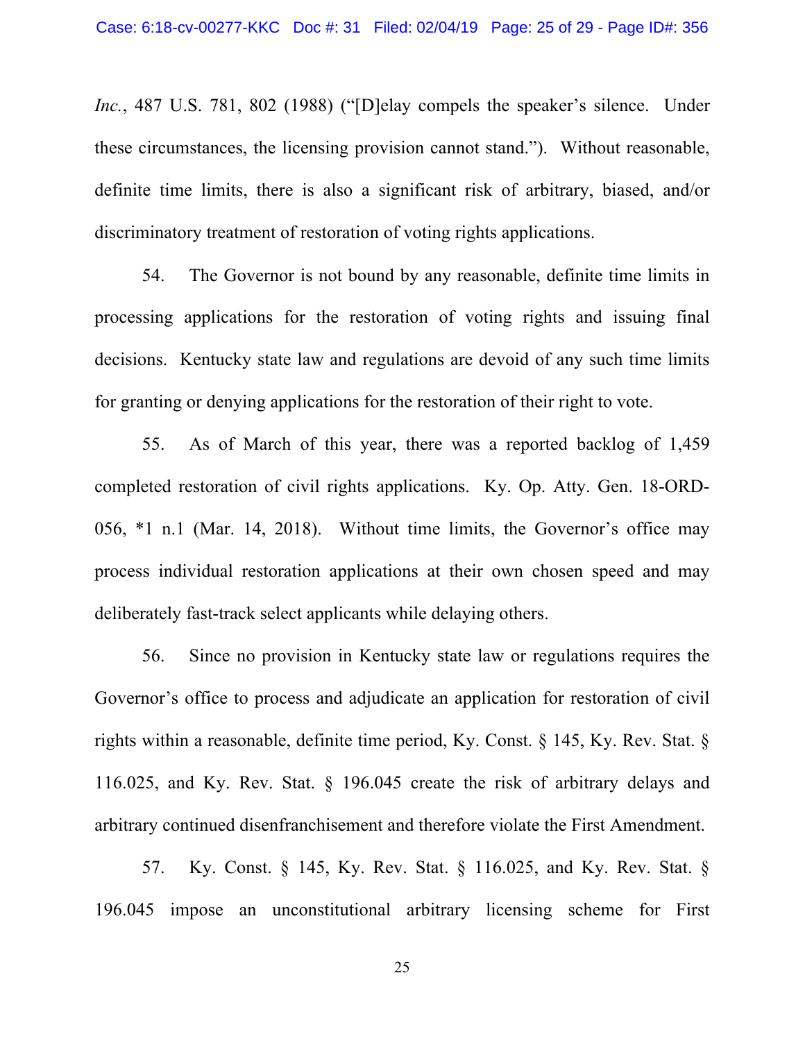*Inc.*, 487 U.S. 781, 802 (1988) ("[D]elay compels the speaker's silence. Under these circumstances, the licensing provision cannot stand."). Without reasonable, definite time limits, there is also a significant risk of arbitrary, biased, and/or discriminatory treatment of restoration of voting rights applications.

54. The Governor is not bound by any reasonable, definite time limits in processing applications for the restoration of voting rights and issuing final decisions. Kentucky state law and regulations are devoid of any such time limits for granting or denying applications for the restoration of their right to vote.

55. As of March of this year, there was a reported backlog of 1,459 completed restoration of civil rights applications. Ky. Op. Atty. Gen. 18-ORD-056, *1 n.1 (Mar. 14, 2018). Without time limits, the Governor's office may process individual restoration applications at their own chosen speed and may deliberately fast-track select applicants while delaying others.

56. Since no provision in Kentucky state law or regulations requires the Governor's office to process and adjudicate an application for restoration of civil rights within a reasonable, definite time period, Ky. Const. § 145, Ky. Rev. Stat. § 116.025, and Ky. Rev. Stat. § 196.045 create the risk of arbitrary delays and arbitrary continued disenfranchisement and therefore violate the First Amendment.

57. Ky. Const. § 145, Ky. Rev. Stat. § 116.025, and Ky. Rev. Stat. § 196.045 impose an unconstitutional arbitrary licensing scheme for First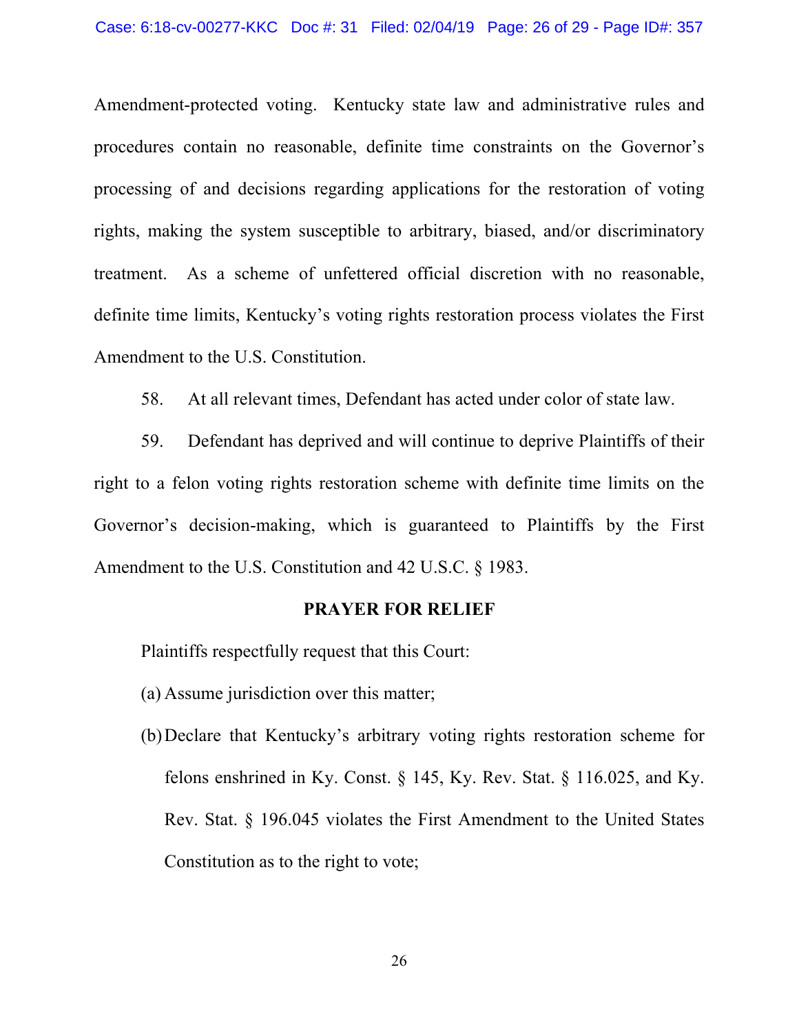Amendment-protected voting. Kentucky state law and administrative rules and procedures contain no reasonable, definite time constraints on the Governor's processing of and decisions regarding applications for the restoration of voting rights, making the system susceptible to arbitrary, biased, and/or discriminatory treatment. As a scheme of unfettered official discretion with no reasonable, definite time limits, Kentucky's voting rights restoration process violates the First Amendment to the U.S. Constitution.

58. At all relevant times, Defendant has acted under color of state law.

59. Defendant has deprived and will continue to deprive Plaintiffs of their right to a felon voting rights restoration scheme with definite time limits on the Governor's decision-making, which is guaranteed to Plaintiffs by the First Amendment to the U.S. Constitution and 42 U.S.C. § 1983.

## PRAYER FOR RELIEF

Plaintiffs respectfully request that this Court:

(a) Assume jurisdiction over this matter;

(b) Declare that Kentucky's arbitrary voting rights restoration scheme for felons enshrined in Ky. Const. § 145, Ky. Rev. Stat. § 116.025, and Ky. Rev. Stat. § 196.045 violates the First Amendment to the United States Constitution as to the right to vote;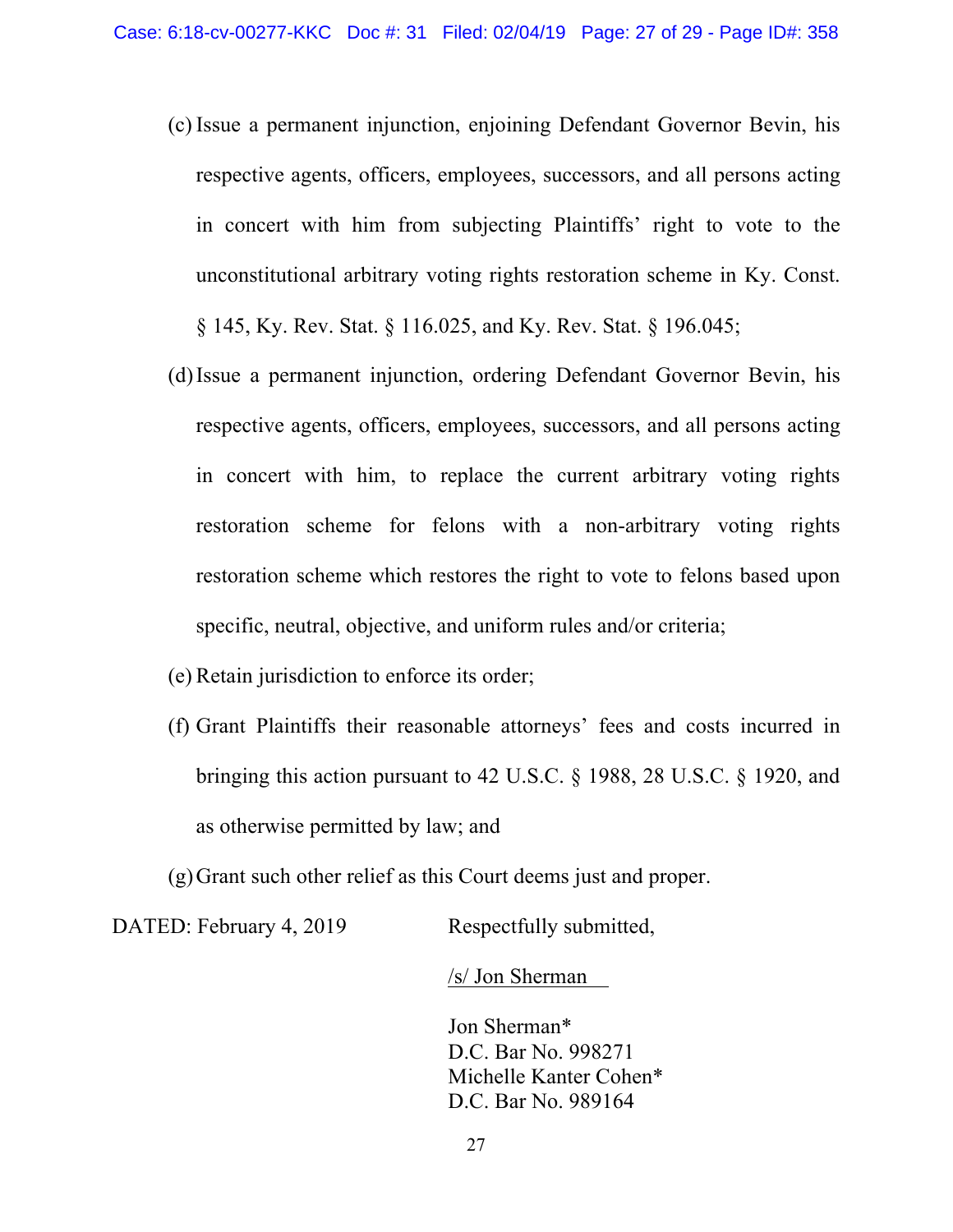(c) Issue a permanent injunction, enjoining Defendant Governor Bevin, his respective agents, officers, employees, successors, and all persons acting in concert with him from subjecting Plaintiffs' right to vote to the unconstitutional arbitrary voting rights restoration scheme in Ky. Const. § 145, Ky. Rev. Stat. § 116.025, and Ky. Rev. Stat. § 196.045;

(d) Issue a permanent injunction, ordering Defendant Governor Bevin, his respective agents, officers, employees, successors, and all persons acting in concert with him, to replace the current arbitrary voting rights restoration scheme for felons with a non-arbitrary voting rights restoration scheme which restores the right to vote to felons based upon specific, neutral, objective, and uniform rules and/or criteria;

(e) Retain jurisdiction to enforce its order;

(f) Grant Plaintiffs their reasonable attorneys' fees and costs incurred in bringing this action pursuant to 42 U.S.C. § 1988, 28 U.S.C. § 1920, and as otherwise permitted by law; and

(g) Grant such other relief as this Court deems just and proper.

DATED: February 4, 2019

Respectfully submitted,

/s/ Jon Sherman

Jon Sherman*
D.C. Bar No. 998271
Michelle Kanter Cohen*
D.C. Bar No. 989164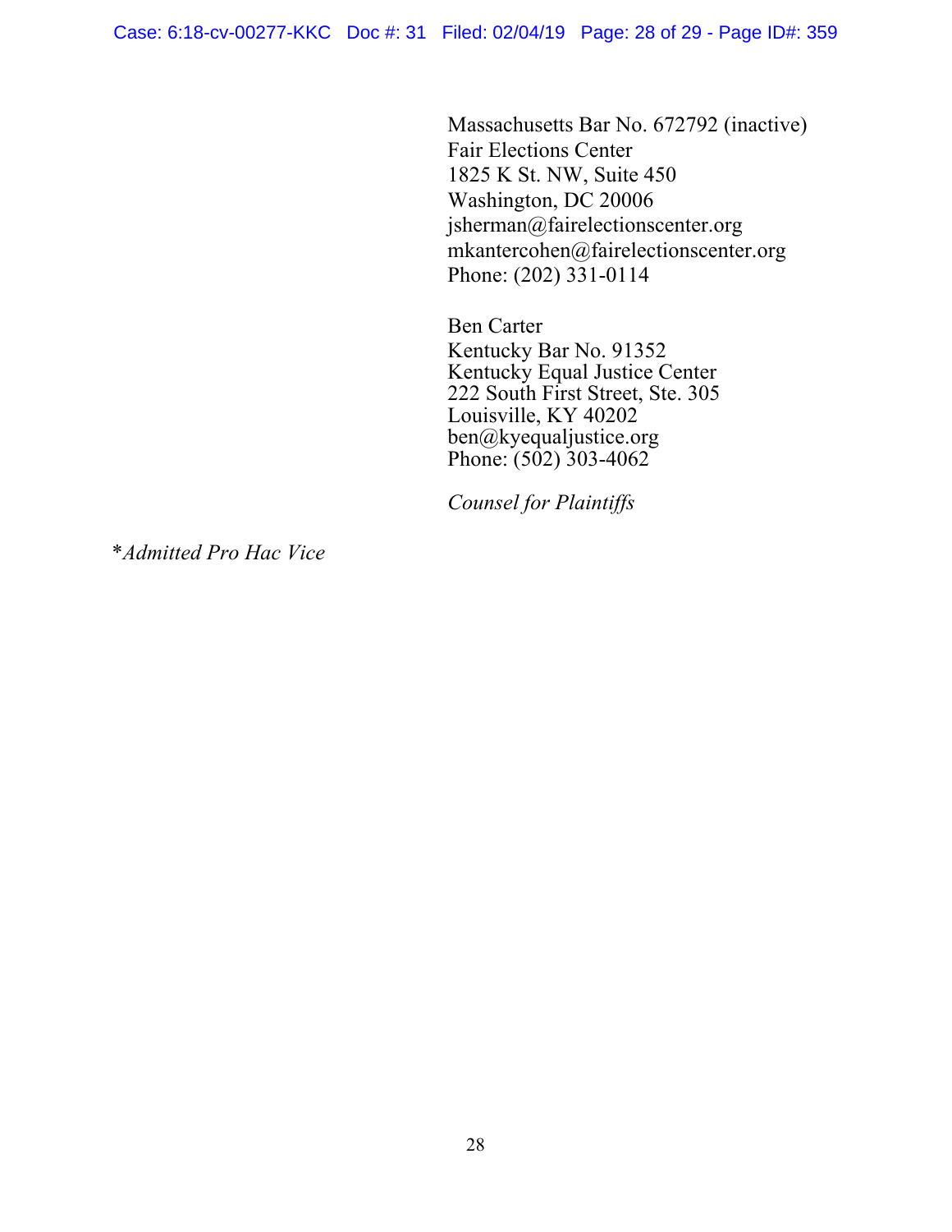Massachusetts Bar No. 672792 (inactive)
Fair Elections Center
1825 K St. NW, Suite 450
Washington, DC 20006
jsherman@fairelectionscenter.org
mkantercohen@fairelectionscenter.org
Phone: (202) 331-0114

Ben Carter
Kentucky Bar No. 91352
Kentucky Equal Justice Center
222 South First Street, Ste. 305
Louisville, KY 40202
ben@kyequaljustice.org
Phone: (502) 303-4062

*Counsel for Plaintiffs*

\**Admitted Pro Hac Vice*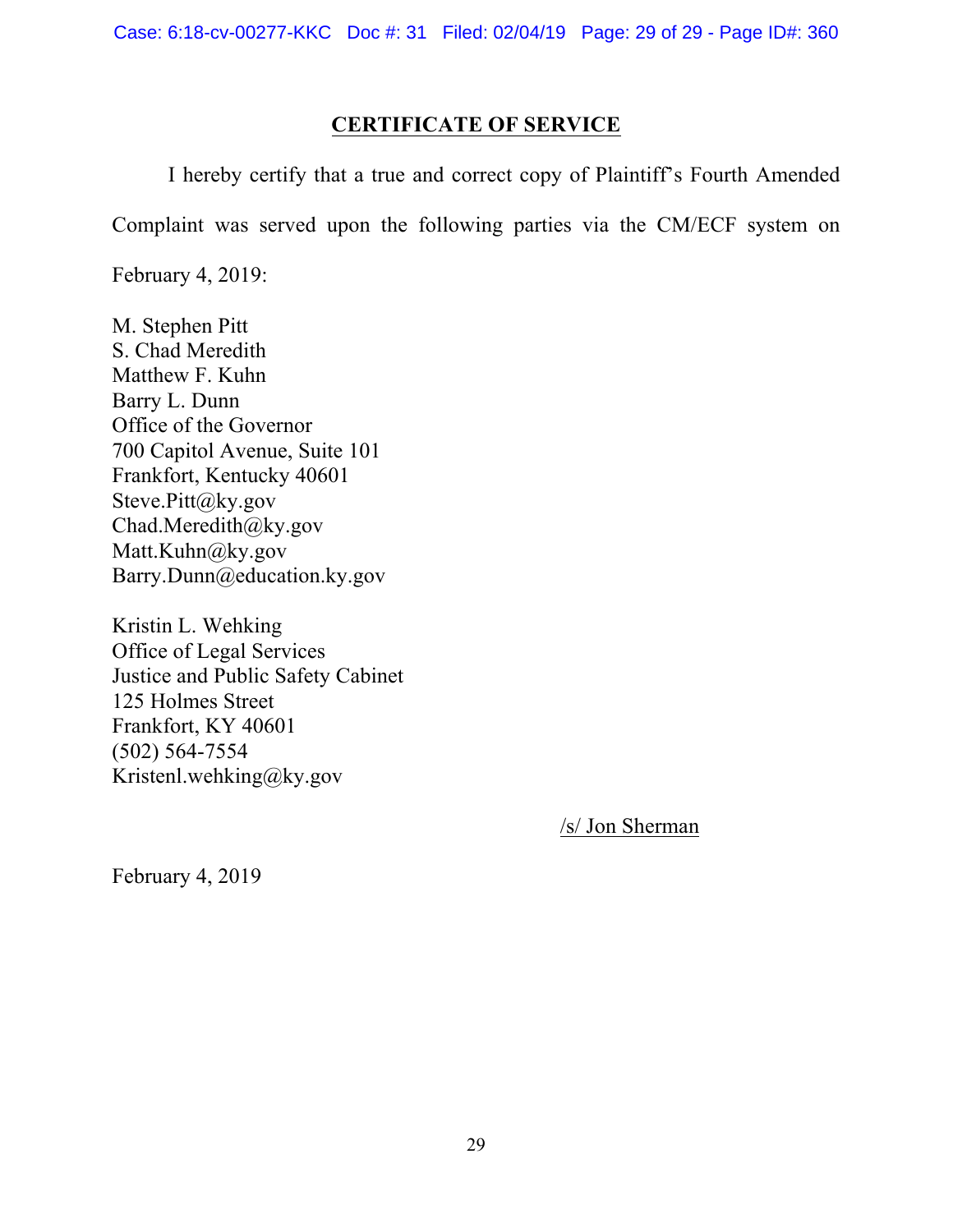## CERTIFICATE OF SERVICE

I hereby certify that a true and correct copy of Plaintiff's Fourth Amended Complaint was served upon the following parties via the CM/ECF system on February 4, 2019:

M. Stephen Pitt
S. Chad Meredith
Matthew F. Kuhn
Barry L. Dunn
Office of the Governor
700 Capitol Avenue, Suite 101
Frankfort, Kentucky 40601
Steve.Pitt@ky.gov
Chad.Meredith@ky.gov
Matt.Kuhn@ky.gov
Barry.Dunn@education.ky.gov

Kristin L. Wehking
Office of Legal Services
Justice and Public Safety Cabinet
125 Holmes Street
Frankfort, KY 40601
(502) 564-7554
Kristenl.wehking@ky.gov

/s/ Jon Sherman

February 4, 2019